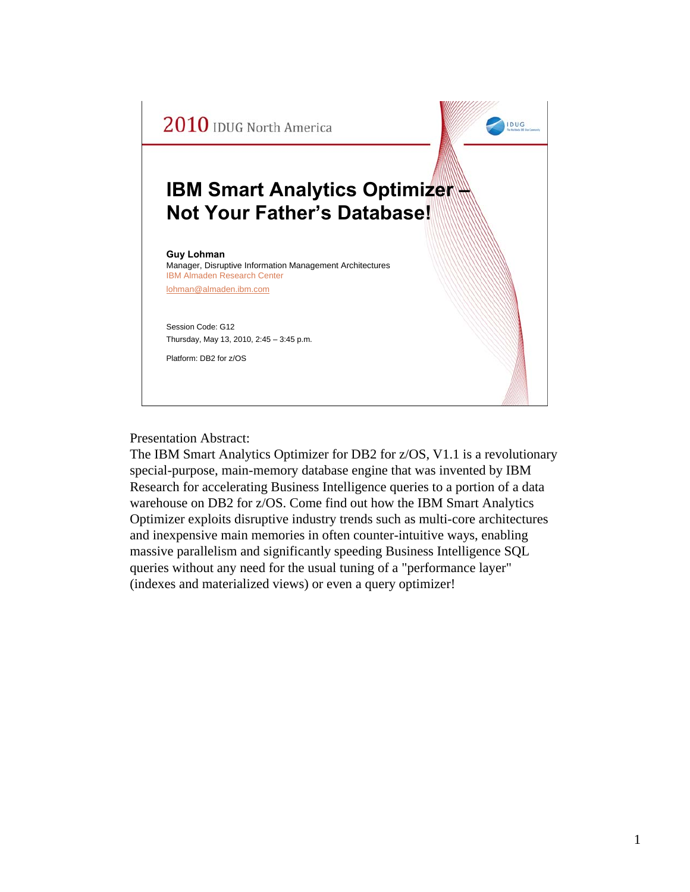2010 IDUG North America

# IBM Smart Analytics Optimizer – Not Your Father's Database!

**Guy Lohman**
Manager, Disruptive Information Management Architectures
IBM Almaden Research Center
lohman@almaden.ibm.com

Session Code: G12
Thursday, May 13, 2010, 2:45 – 3:45 p.m.

Platform: DB2 for z/OS

Presentation Abstract:
The IBM Smart Analytics Optimizer for DB2 for z/OS, V1.1 is a revolutionary special-purpose, main-memory database engine that was invented by IBM Research for accelerating Business Intelligence queries to a portion of a data warehouse on DB2 for z/OS. Come find out how the IBM Smart Analytics Optimizer exploits disruptive industry trends such as multi-core architectures and inexpensive main memories in often counter-intuitive ways, enabling massive parallelism and significantly speeding Business Intelligence SQL queries without any need for the usual tuning of a "performance layer" (indexes and materialized views) or even a query optimizer!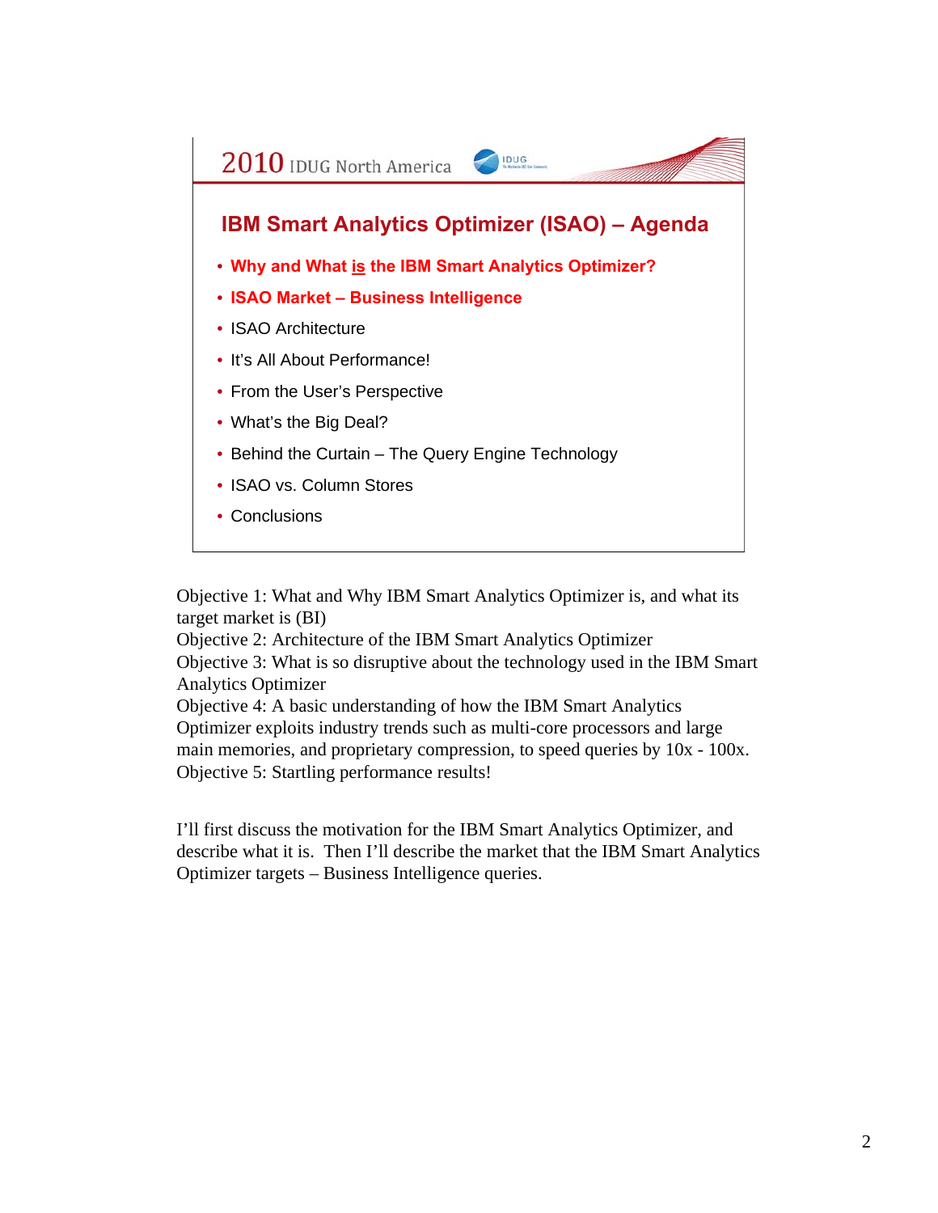## IBM Smart Analytics Optimizer (ISAO) – Agenda

- **Why and What is the IBM Smart Analytics Optimizer?**
- **ISAO Market – Business Intelligence**
- ISAO Architecture
- It's All About Performance!
- From the User's Perspective
- What's the Big Deal?
- Behind the Curtain – The Query Engine Technology
- ISAO vs. Column Stores
- Conclusions

Objective 1: What and Why IBM Smart Analytics Optimizer is, and what its target market is (BI)
Objective 2: Architecture of the IBM Smart Analytics Optimizer
Objective 3: What is so disruptive about the technology used in the IBM Smart Analytics Optimizer
Objective 4: A basic understanding of how the IBM Smart Analytics Optimizer exploits industry trends such as multi-core processors and large main memories, and proprietary compression, to speed queries by 10x - 100x.
Objective 5: Startling performance results!

I'll first discuss the motivation for the IBM Smart Analytics Optimizer, and describe what it is. Then I'll describe the market that the IBM Smart Analytics Optimizer targets – Business Intelligence queries.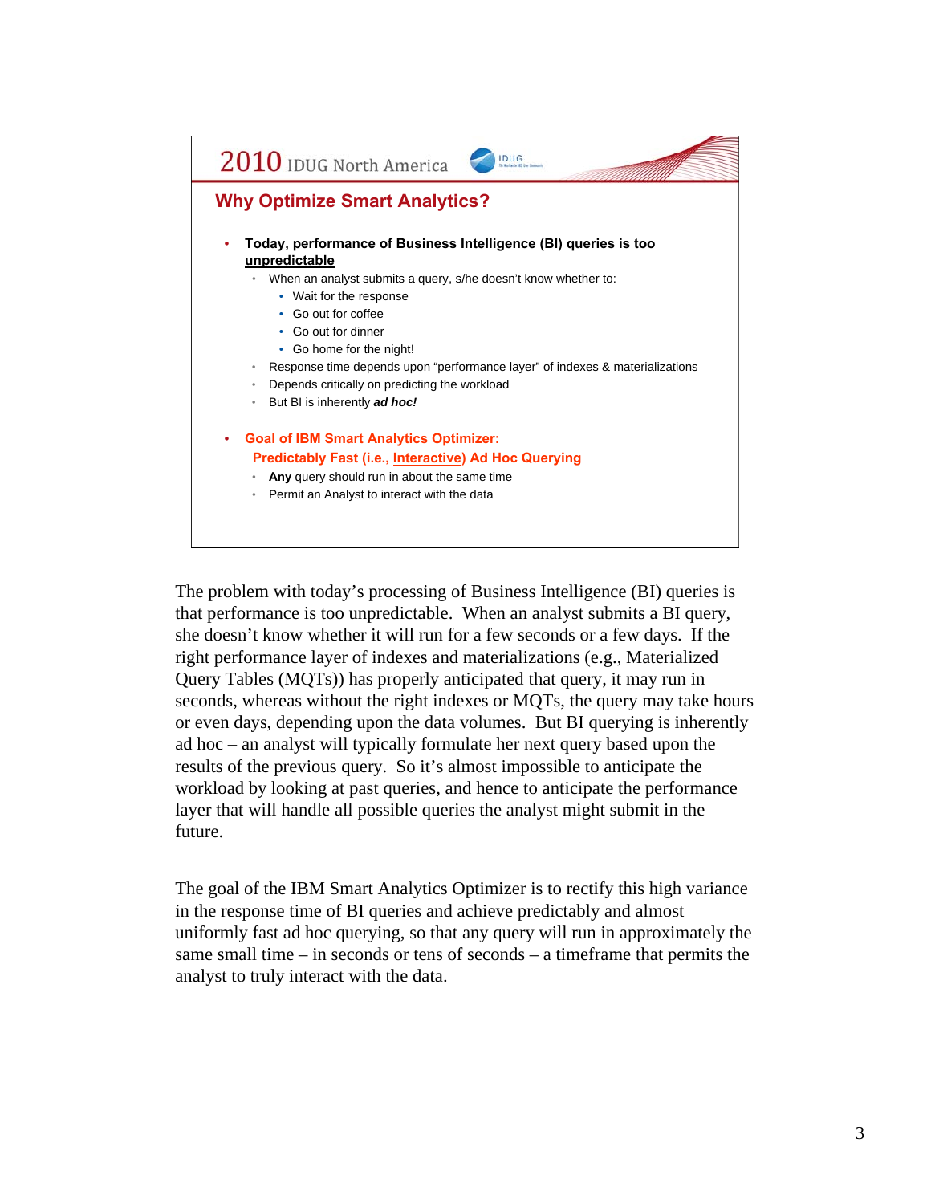2010 IDUG North America

## Why Optimize Smart Analytics?

- **Today, performance of Business Intelligence (BI) queries is too <u>unpredictable</u>**
  - When an analyst submits a query, s/he doesn't know whether to:
    - Wait for the response
    - Go out for coffee
    - Go out for dinner
    - Go home for the night!
  - Response time depends upon "performance layer" of indexes & materializations
  - Depends critically on predicting the workload
  - But BI is inherently ***ad hoc!***
- **Goal of IBM Smart Analytics Optimizer: Predictably Fast (i.e., <u>Interactive</u>) Ad Hoc Querying**
  - **Any** query should run in about the same time
  - Permit an Analyst to interact with the data

The problem with today's processing of Business Intelligence (BI) queries is that performance is too unpredictable. When an analyst submits a BI query, she doesn't know whether it will run for a few seconds or a few days. If the right performance layer of indexes and materializations (e.g., Materialized Query Tables (MQTs)) has properly anticipated that query, it may run in seconds, whereas without the right indexes or MQTs, the query may take hours or even days, depending upon the data volumes. But BI querying is inherently ad hoc – an analyst will typically formulate her next query based upon the results of the previous query. So it's almost impossible to anticipate the workload by looking at past queries, and hence to anticipate the performance layer that will handle all possible queries the analyst might submit in the future.

The goal of the IBM Smart Analytics Optimizer is to rectify this high variance in the response time of BI queries and achieve predictably and almost uniformly fast ad hoc querying, so that any query will run in approximately the same small time – in seconds or tens of seconds – a timeframe that permits the analyst to truly interact with the data.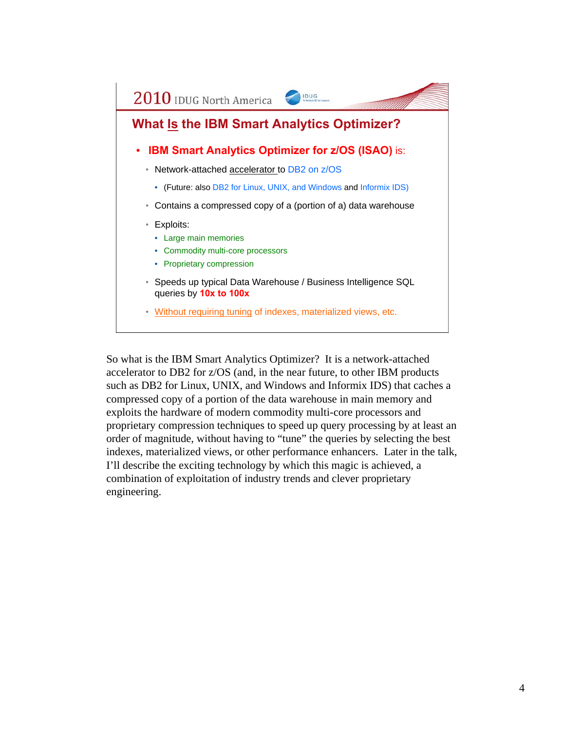## What Is the IBM Smart Analytics Optimizer?

- **IBM Smart Analytics Optimizer for z/OS (ISAO)** is:
  - Network-attached accelerator to DB2 on z/OS
    - (Future: also DB2 for Linux, UNIX, and Windows and Informix IDS)
  - Contains a compressed copy of a (portion of a) data warehouse
  - Exploits:
    - Large main memories
    - Commodity multi-core processors
    - Proprietary compression
  - Speeds up typical Data Warehouse / Business Intelligence SQL queries by **10x to 100x**
  - Without requiring tuning of indexes, materialized views, etc.

So what is the IBM Smart Analytics Optimizer? It is a network-attached accelerator to DB2 for z/OS (and, in the near future, to other IBM products such as DB2 for Linux, UNIX, and Windows and Informix IDS) that caches a compressed copy of a portion of the data warehouse in main memory and exploits the hardware of modern commodity multi-core processors and proprietary compression techniques to speed up query processing by at least an order of magnitude, without having to "tune" the queries by selecting the best indexes, materialized views, or other performance enhancers. Later in the talk, I'll describe the exciting technology by which this magic is achieved, a combination of exploitation of industry trends and clever proprietary engineering.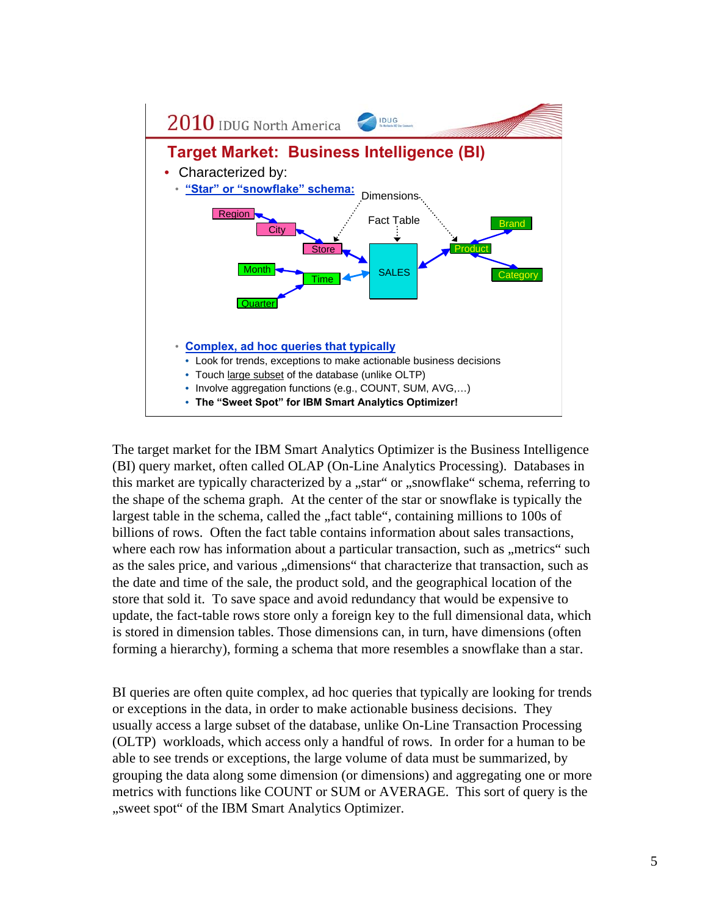## Target Market: Business Intelligence (BI)

- Characterized by:
  - **“Star” or “snowflake” schema:**

    Dimensions — Fact Table

    Region → City → Store → SALES ← Product ← Brand, Category

    Month, Quarter → Time → SALES

  - **Complex, ad hoc queries that typically**
    - Look for trends, exceptions to make actionable business decisions
    - Touch large subset of the database (unlike OLTP)
    - Involve aggregation functions (e.g., COUNT, SUM, AVG,…)
    - **The “Sweet Spot” for IBM Smart Analytics Optimizer!**

The target market for the IBM Smart Analytics Optimizer is the Business Intelligence (BI) query market, often called OLAP (On-Line Analytics Processing). Databases in this market are typically characterized by a „star“ or „snowflake“ schema, referring to the shape of the schema graph. At the center of the star or snowflake is typically the largest table in the schema, called the „fact table“, containing millions to 100s of billions of rows. Often the fact table contains information about sales transactions, where each row has information about a particular transaction, such as „metrics“ such as the sales price, and various „dimensions“ that characterize that transaction, such as the date and time of the sale, the product sold, and the geographical location of the store that sold it. To save space and avoid redundancy that would be expensive to update, the fact-table rows store only a foreign key to the full dimensional data, which is stored in dimension tables. Those dimensions can, in turn, have dimensions (often forming a hierarchy), forming a schema that more resembles a snowflake than a star.

BI queries are often quite complex, ad hoc queries that typically are looking for trends or exceptions in the data, in order to make actionable business decisions. They usually access a large subset of the database, unlike On-Line Transaction Processing (OLTP) workloads, which access only a handful of rows. In order for a human to be able to see trends or exceptions, the large volume of data must be summarized, by grouping the data along some dimension (or dimensions) and aggregating one or more metrics with functions like COUNT or SUM or AVERAGE. This sort of query is the „sweet spot“ of the IBM Smart Analytics Optimizer.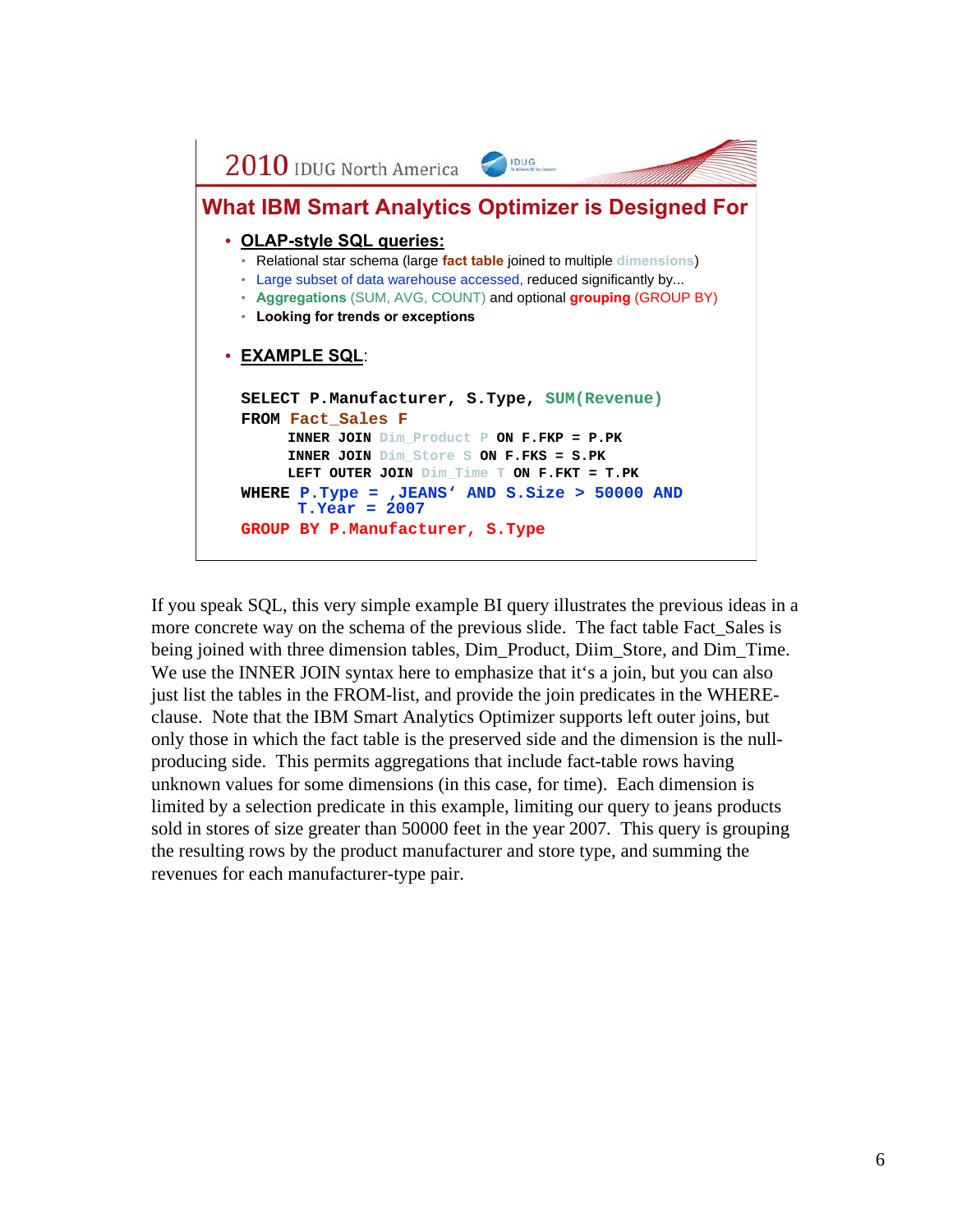## What IBM Smart Analytics Optimizer is Designed For

- **OLAP-style SQL queries:**
  - Relational star schema (large **fact table** joined to multiple dimensions)
  - Large subset of data warehouse accessed, reduced significantly by...
  - **Aggregations** (SUM, AVG, COUNT) and optional **grouping** (GROUP BY)
  - **Looking for trends or exceptions**

- **EXAMPLE SQL**:

```
SELECT P.Manufacturer, S.Type, SUM(Revenue)
FROM Fact_Sales F
     INNER JOIN Dim_Product P ON F.FKP = P.PK
     INNER JOIN Dim_Store S ON F.FKS = S.PK
     LEFT OUTER JOIN Dim_Time T ON F.FKT = T.PK
WHERE P.Type = ‚JEANS‘ AND S.Size > 50000 AND
      T.Year = 2007
GROUP BY P.Manufacturer, S.Type
```

If you speak SQL, this very simple example BI query illustrates the previous ideas in a more concrete way on the schema of the previous slide. The fact table Fact_Sales is being joined with three dimension tables, Dim_Product, Diim_Store, and Dim_Time. We use the INNER JOIN syntax here to emphasize that it's a join, but you can also just list the tables in the FROM-list, and provide the join predicates in the WHERE-clause. Note that the IBM Smart Analytics Optimizer supports left outer joins, but only those in which the fact table is the preserved side and the dimension is the null-producing side. This permits aggregations that include fact-table rows having unknown values for some dimensions (in this case, for time). Each dimension is limited by a selection predicate in this example, limiting our query to jeans products sold in stores of size greater than 50000 feet in the year 2007. This query is grouping the resulting rows by the product manufacturer and store type, and summing the revenues for each manufacturer-type pair.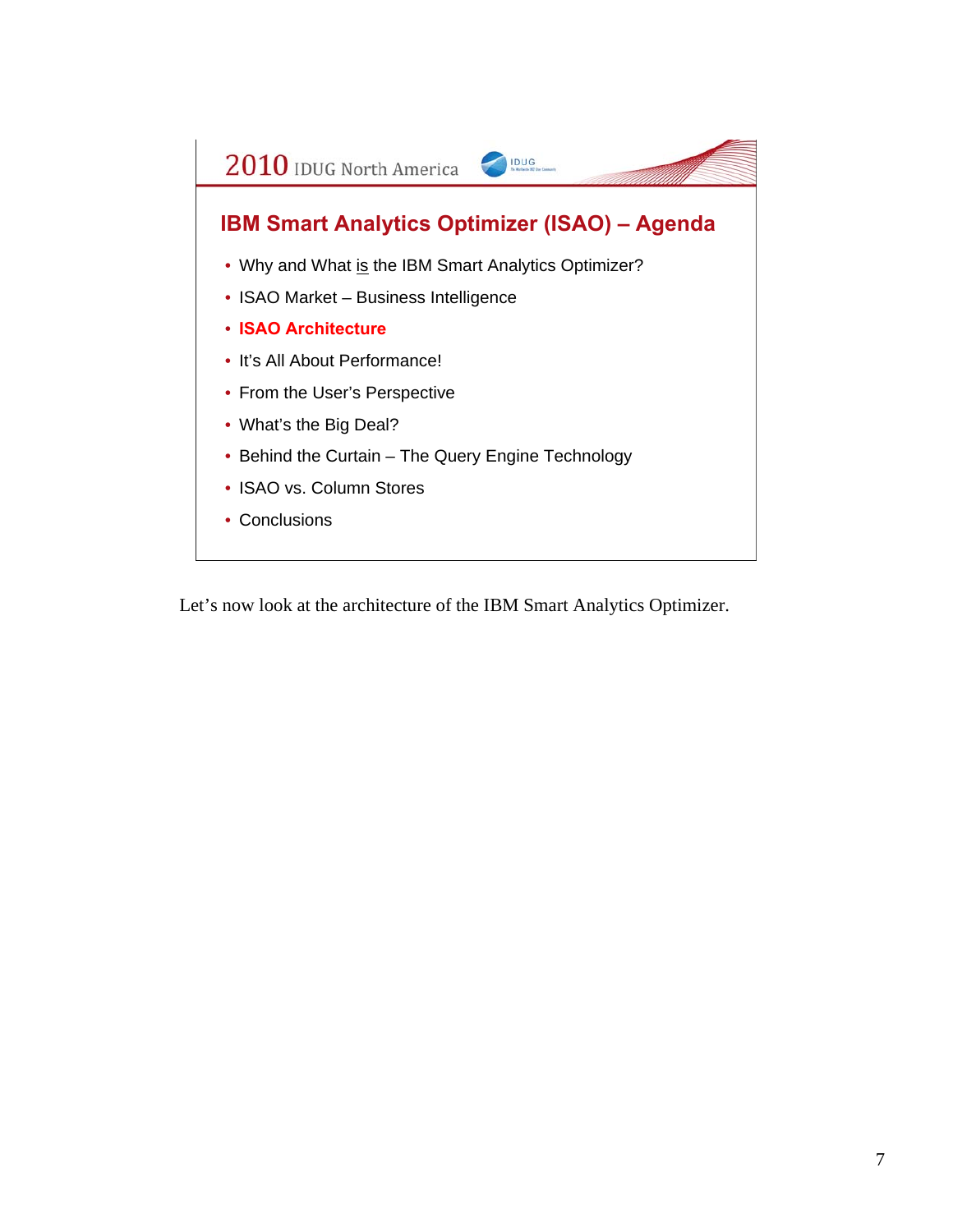2010 IDUG North America

## IBM Smart Analytics Optimizer (ISAO) – Agenda

- Why and What is the IBM Smart Analytics Optimizer?
- ISAO Market – Business Intelligence
- **ISAO Architecture**
- It's All About Performance!
- From the User's Perspective
- What's the Big Deal?
- Behind the Curtain – The Query Engine Technology
- ISAO vs. Column Stores
- Conclusions

Let's now look at the architecture of the IBM Smart Analytics Optimizer.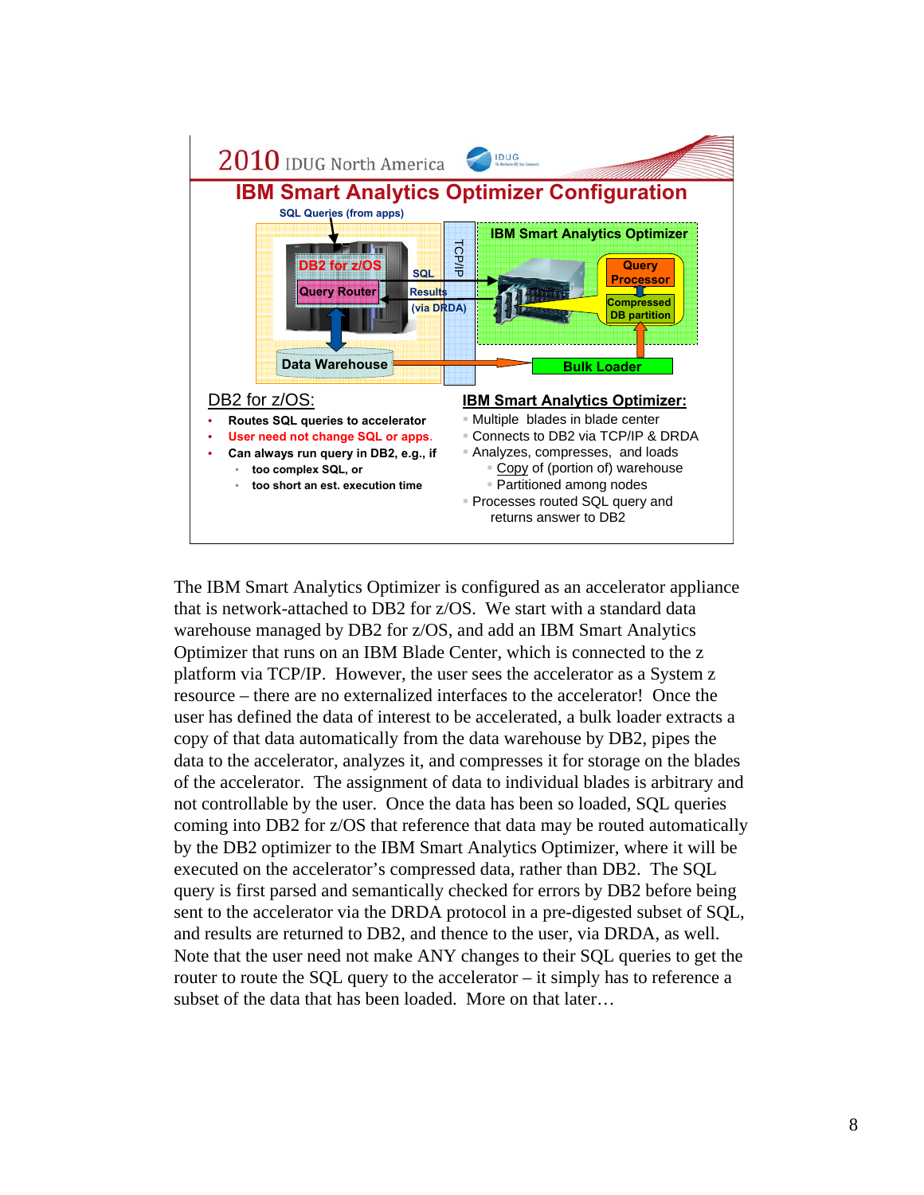## IBM Smart Analytics Optimizer Configuration

SQL Queries (from apps)

DB2 for z/OS — Query Router — SQL → TCP/IP → IBM Smart Analytics Optimizer (Query Processor, Compressed DB partition); Results (via DRDA) ←

Data Warehouse → Bulk Loader

**DB2 for z/OS:**

- Routes SQL queries to accelerator
- User need not change SQL or apps.
- Can always run query in DB2, e.g., if
  - too complex SQL, or
  - too short an est. execution time

**IBM Smart Analytics Optimizer:**

- Multiple blades in blade center
- Connects to DB2 via TCP/IP & DRDA
- Analyzes, compresses, and loads
  - Copy of (portion of) warehouse
  - Partitioned among nodes
- Processes routed SQL query and returns answer to DB2

The IBM Smart Analytics Optimizer is configured as an accelerator appliance that is network-attached to DB2 for z/OS. We start with a standard data warehouse managed by DB2 for z/OS, and add an IBM Smart Analytics Optimizer that runs on an IBM Blade Center, which is connected to the z platform via TCP/IP. However, the user sees the accelerator as a System z resource – there are no externalized interfaces to the accelerator! Once the user has defined the data of interest to be accelerated, a bulk loader extracts a copy of that data automatically from the data warehouse by DB2, pipes the data to the accelerator, analyzes it, and compresses it for storage on the blades of the accelerator. The assignment of data to individual blades is arbitrary and not controllable by the user. Once the data has been so loaded, SQL queries coming into DB2 for z/OS that reference that data may be routed automatically by the DB2 optimizer to the IBM Smart Analytics Optimizer, where it will be executed on the accelerator's compressed data, rather than DB2. The SQL query is first parsed and semantically checked for errors by DB2 before being sent to the accelerator via the DRDA protocol in a pre-digested subset of SQL, and results are returned to DB2, and thence to the user, via DRDA, as well. Note that the user need not make ANY changes to their SQL queries to get the router to route the SQL query to the accelerator – it simply has to reference a subset of the data that has been loaded. More on that later…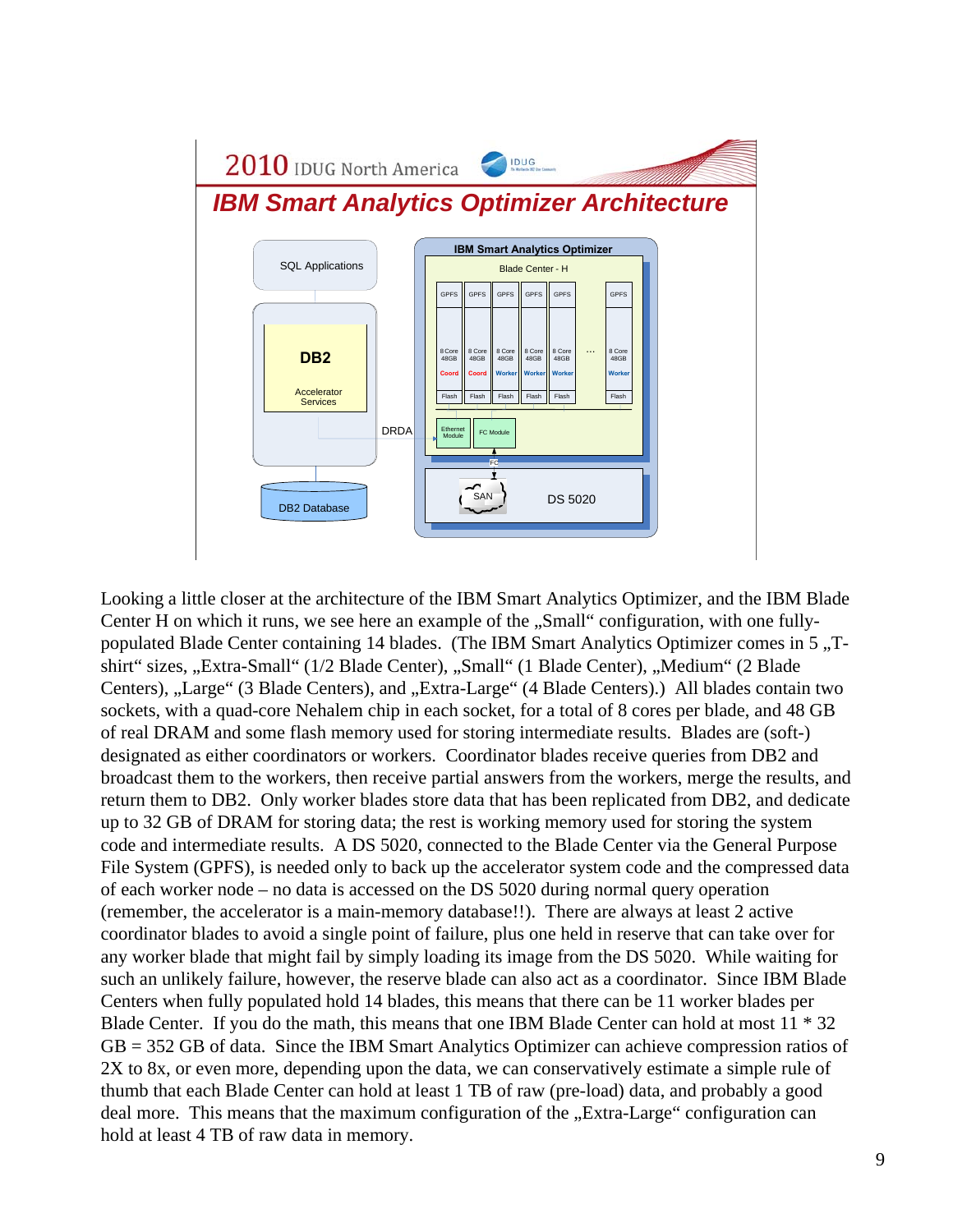## IBM Smart Analytics Optimizer Architecture

SQL Applications

DB2

Accelerator Services

DRDA

DB2 Database

IBM Smart Analytics Optimizer

Blade Center - H

| GPFS | GPFS | GPFS | GPFS | GPFS | ... | GPFS |
|---|---|---|---|---|---|---|
| 8 Core 48GB | 8 Core 48GB | 8 Core 48GB | 8 Core 48GB | 8 Core 48GB | | 8 Core 48GB |
| Coord | Coord | Worker | Worker | Worker | | Worker |
| Flash | Flash | Flash | Flash | Flash | | Flash |

Ethernet Module

FC Module

FC

SAN

DS 5020

Looking a little closer at the architecture of the IBM Smart Analytics Optimizer, and the IBM Blade Center H on which it runs, we see here an example of the „Small" configuration, with one fully-populated Blade Center containing 14 blades. (The IBM Smart Analytics Optimizer comes in 5 „T-shirt" sizes, „Extra-Small" (1/2 Blade Center), „Small" (1 Blade Center), „Medium" (2 Blade Centers), „Large" (3 Blade Centers), and „Extra-Large" (4 Blade Centers).) All blades contain two sockets, with a quad-core Nehalem chip in each socket, for a total of 8 cores per blade, and 48 GB of real DRAM and some flash memory used for storing intermediate results. Blades are (soft-) designated as either coordinators or workers. Coordinator blades receive queries from DB2 and broadcast them to the workers, then receive partial answers from the workers, merge the results, and return them to DB2. Only worker blades store data that has been replicated from DB2, and dedicate up to 32 GB of DRAM for storing data; the rest is working memory used for storing the system code and intermediate results. A DS 5020, connected to the Blade Center via the General Purpose File System (GPFS), is needed only to back up the accelerator system code and the compressed data of each worker node – no data is accessed on the DS 5020 during normal query operation (remember, the accelerator is a main-memory database!!). There are always at least 2 active coordinator blades to avoid a single point of failure, plus one held in reserve that can take over for any worker blade that might fail by simply loading its image from the DS 5020. While waiting for such an unlikely failure, however, the reserve blade can also act as a coordinator. Since IBM Blade Centers when fully populated hold 14 blades, this means that there can be 11 worker blades per Blade Center. If you do the math, this means that one IBM Blade Center can hold at most 11 * 32 GB = 352 GB of data. Since the IBM Smart Analytics Optimizer can achieve compression ratios of 2X to 8x, or even more, depending upon the data, we can conservatively estimate a simple rule of thumb that each Blade Center can hold at least 1 TB of raw (pre-load) data, and probably a good deal more. This means that the maximum configuration of the „Extra-Large" configuration can hold at least 4 TB of raw data in memory.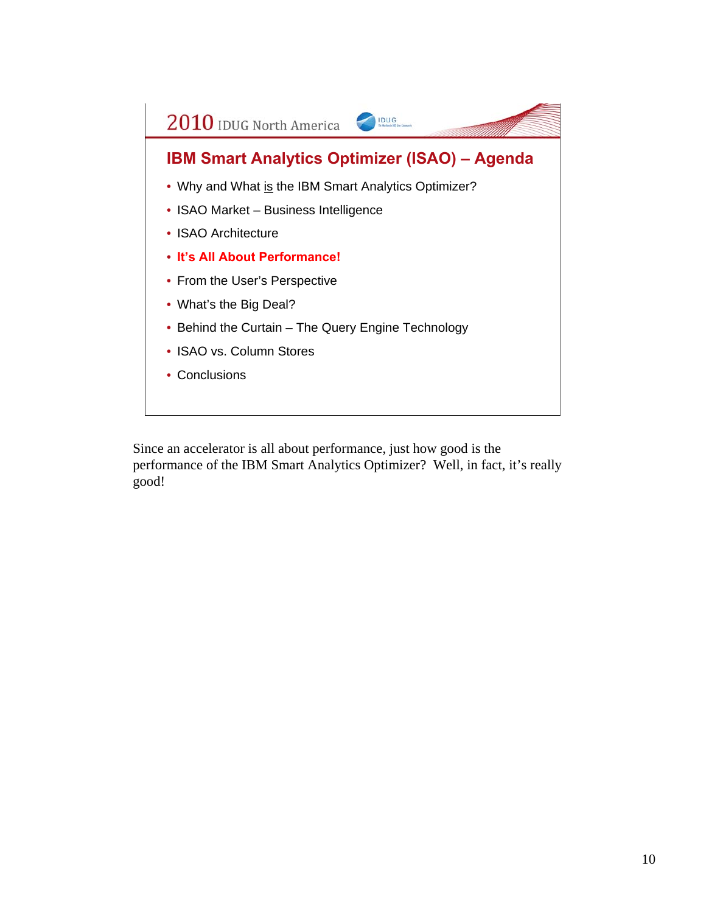2010 IDUG North America

## IBM Smart Analytics Optimizer (ISAO) – Agenda

- Why and What is the IBM Smart Analytics Optimizer?
- ISAO Market – Business Intelligence
- ISAO Architecture
- **It's All About Performance!**
- From the User's Perspective
- What's the Big Deal?
- Behind the Curtain – The Query Engine Technology
- ISAO vs. Column Stores
- Conclusions

Since an accelerator is all about performance, just how good is the performance of the IBM Smart Analytics Optimizer? Well, in fact, it's really good!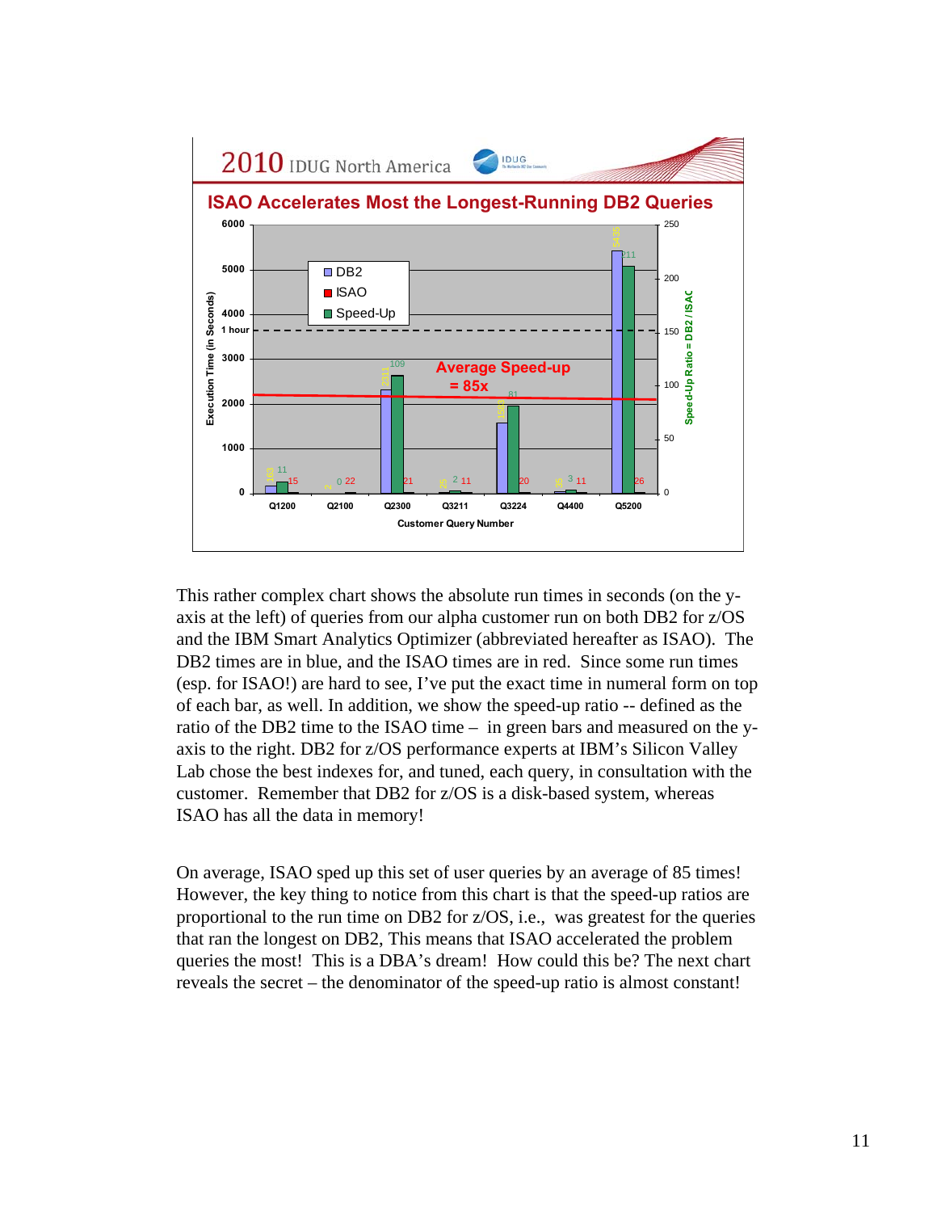## ISAO Accelerates Most the Longest-Running DB2 Queries

This rather complex chart shows the absolute run times in seconds (on the y-axis at the left) of queries from our alpha customer run on both DB2 for z/OS and the IBM Smart Analytics Optimizer (abbreviated hereafter as ISAO). The DB2 times are in blue, and the ISAO times are in red. Since some run times (esp. for ISAO!) are hard to see, I've put the exact time in numeral form on top of each bar, as well. In addition, we show the speed-up ratio -- defined as the ratio of the DB2 time to the ISAO time – in green bars and measured on the y-axis to the right. DB2 for z/OS performance experts at IBM's Silicon Valley Lab chose the best indexes for, and tuned, each query, in consultation with the customer. Remember that DB2 for z/OS is a disk-based system, whereas ISAO has all the data in memory!

On average, ISAO sped up this set of user queries by an average of 85 times! However, the key thing to notice from this chart is that the speed-up ratios are proportional to the run time on DB2 for z/OS, i.e., was greatest for the queries that ran the longest on DB2, This means that ISAO accelerated the problem queries the most! This is a DBA's dream! How could this be? The next chart reveals the secret – the denominator of the speed-up ratio is almost constant!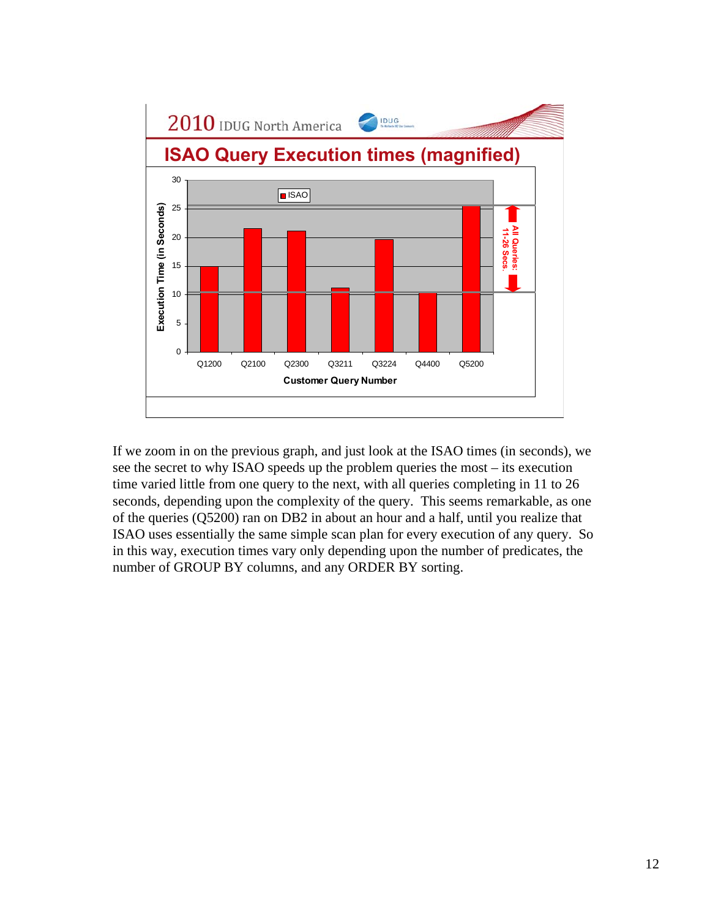## ISAO Query Execution times (magnified)

| Customer Query Number | ISAO Execution Time (in Seconds) |
|---|---|
| Q1200 | 15 |
| Q2100 | 21.5 |
| Q2300 | 21 |
| Q3211 | 11 |
| Q3224 | 19.5 |
| Q4400 | 10.5 |
| Q5200 | 25.5 |

All Queries: 11-26 Secs.

If we zoom in on the previous graph, and just look at the ISAO times (in seconds), we see the secret to why ISAO speeds up the problem queries the most – its execution time varied little from one query to the next, with all queries completing in 11 to 26 seconds, depending upon the complexity of the query. This seems remarkable, as one of the queries (Q5200) ran on DB2 in about an hour and a half, until you realize that ISAO uses essentially the same simple scan plan for every execution of any query. So in this way, execution times vary only depending upon the number of predicates, the number of GROUP BY columns, and any ORDER BY sorting.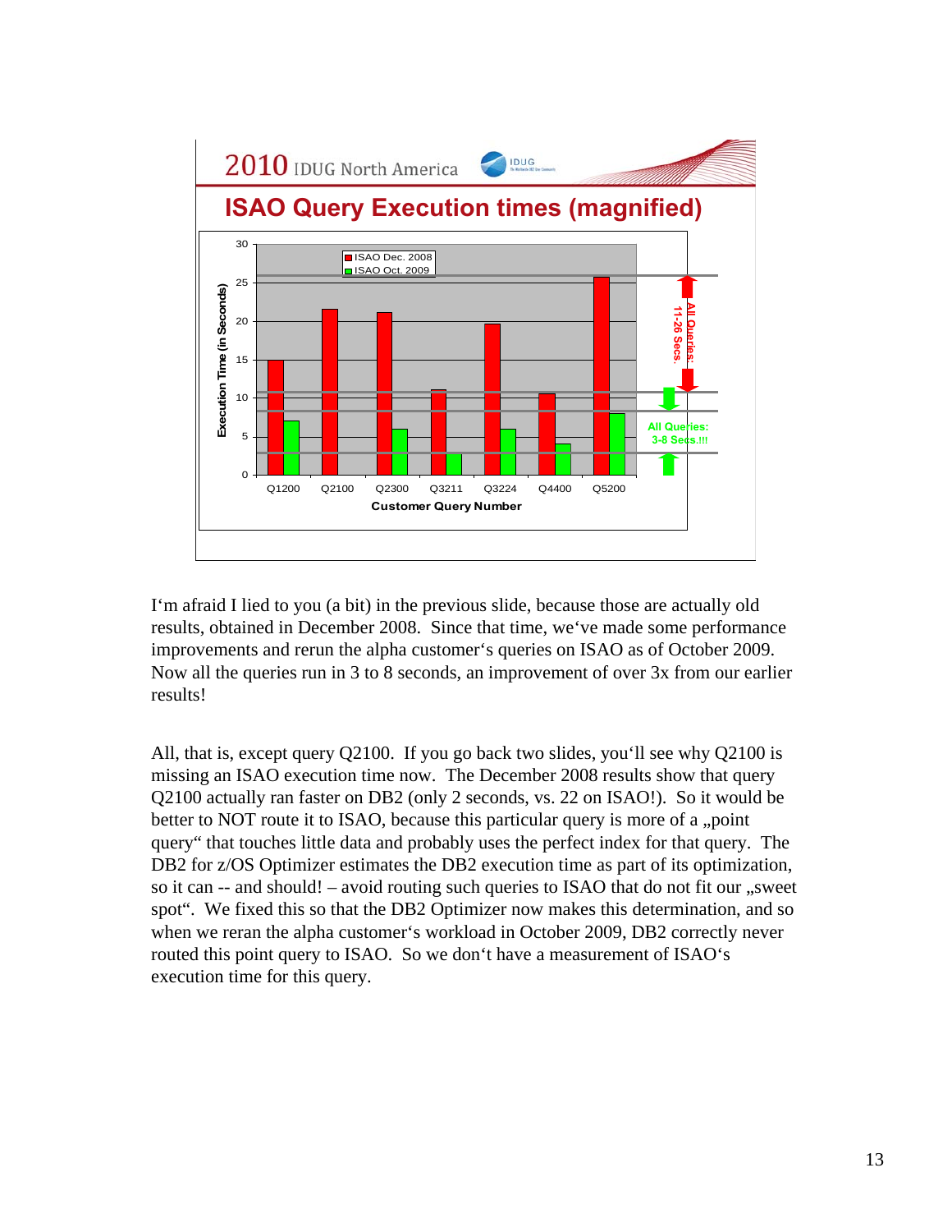## ISAO Query Execution times (magnified)

I‘m afraid I lied to you (a bit) in the previous slide, because those are actually old results, obtained in December 2008. Since that time, we‘ve made some performance improvements and rerun the alpha customer‘s queries on ISAO as of October 2009. Now all the queries run in 3 to 8 seconds, an improvement of over 3x from our earlier results!

All, that is, except query Q2100. If you go back two slides, you‘ll see why Q2100 is missing an ISAO execution time now. The December 2008 results show that query Q2100 actually ran faster on DB2 (only 2 seconds, vs. 22 on ISAO!). So it would be better to NOT route it to ISAO, because this particular query is more of a „point query“ that touches little data and probably uses the perfect index for that query. The DB2 for z/OS Optimizer estimates the DB2 execution time as part of its optimization, so it can -- and should! – avoid routing such queries to ISAO that do not fit our „sweet spot“. We fixed this so that the DB2 Optimizer now makes this determination, and so when we reran the alpha customer‘s workload in October 2009, DB2 correctly never routed this point query to ISAO. So we don‘t have a measurement of ISAO‘s execution time for this query.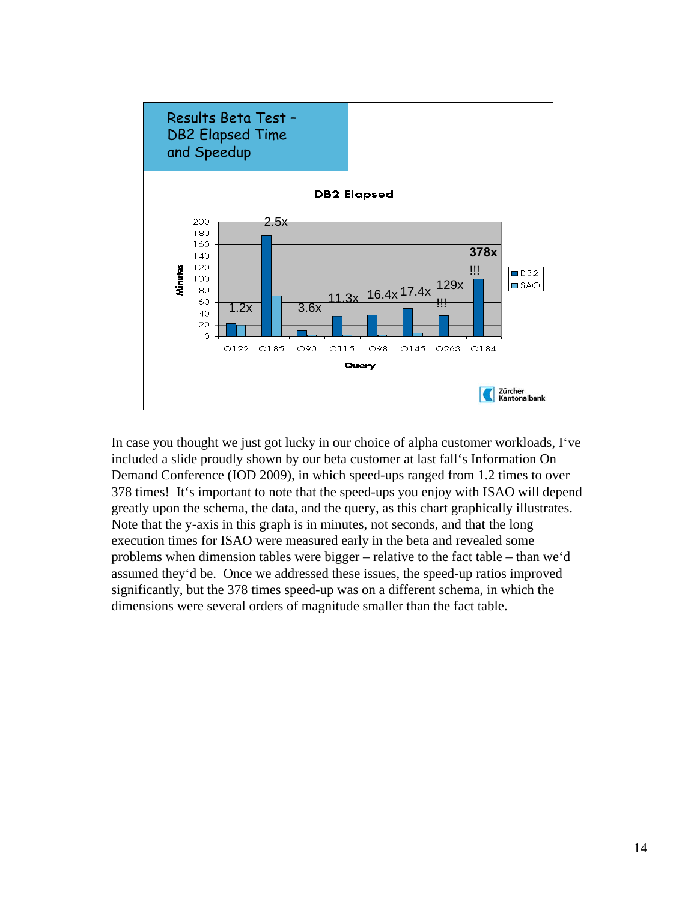**Results Beta Test – DB2 Elapsed Time and Speedup**

**DB2 Elapsed**

| Query | Speedup |
|---|---|
| Q122 | 1.2x |
| Q185 | 2.5x |
| Q90 | 3.6x |
| Q115 | 11.3x |
| Q98 | 16.4x |
| Q145 | 17.4x |
| Q263 | 129x !!! |
| Q184 | 378x !!! |

Minutes (0–200) by Query; legend: DB2, SAO

Zürcher Kantonalbank

In case you thought we just got lucky in our choice of alpha customer workloads, I'ве included a slide proudly shown by our beta customer at last fall's Information On Demand Conference (IOD 2009), in which speed-ups ranged from 1.2 times to over 378 times! It's important to note that the speed-ups you enjoy with ISAO will depend greatly upon the schema, the data, and the query, as this chart graphically illustrates. Note that the y-axis in this graph is in minutes, not seconds, and that the long execution times for ISAO were measured early in the beta and revealed some problems when dimension tables were bigger – relative to the fact table – than we'd assumed they'd be. Once we addressed these issues, the speed-up ratios improved significantly, but the 378 times speed-up was on a different schema, in which the dimensions were several orders of magnitude smaller than the fact table.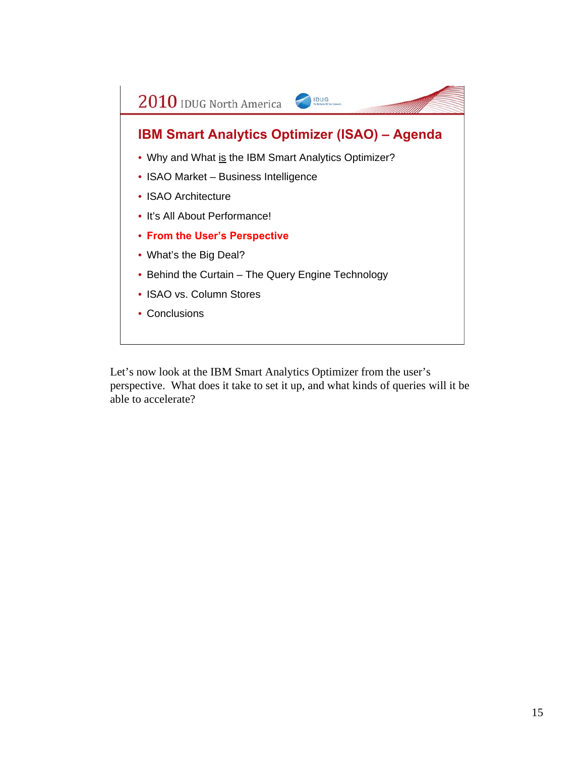## IBM Smart Analytics Optimizer (ISAO) – Agenda

- Why and What is the IBM Smart Analytics Optimizer?
- ISAO Market – Business Intelligence
- ISAO Architecture
- It's All About Performance!
- **From the User's Perspective**
- What's the Big Deal?
- Behind the Curtain – The Query Engine Technology
- ISAO vs. Column Stores
- Conclusions

Let's now look at the IBM Smart Analytics Optimizer from the user's perspective. What does it take to set it up, and what kinds of queries will it be able to accelerate?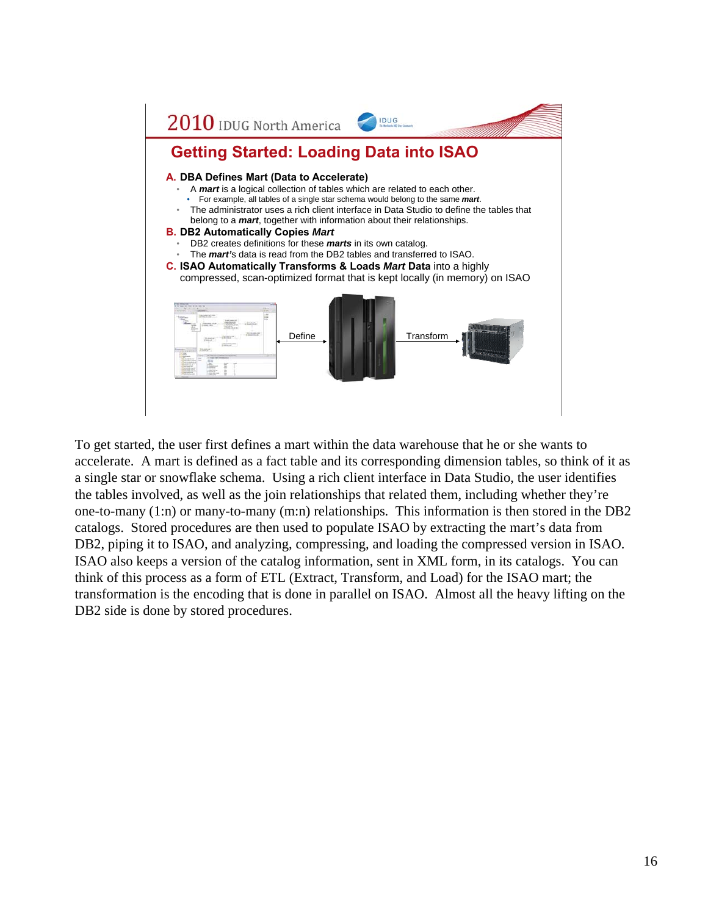## Getting Started: Loading Data into ISAO

**A. DBA Defines Mart (Data to Accelerate)**

- A ***mart*** is a logical collection of tables which are related to each other.
  - For example, all tables of a single star schema would belong to the same ***mart***.
- The administrator uses a rich client interface in Data Studio to define the tables that belong to a ***mart***, together with information about their relationships.

**B. DB2 Automatically Copies *Mart***

- DB2 creates definitions for these ***marts*** in its own catalog.
- The ***mart***'s data is read from the DB2 tables and transferred to ISAO.

**C. ISAO Automatically Transforms & Loads *Mart* Data** into a highly compressed, scan-optimized format that is kept locally (in memory) on ISAO

Define → Transform

To get started, the user first defines a mart within the data warehouse that he or she wants to accelerate. A mart is defined as a fact table and its corresponding dimension tables, so think of it as a single star or snowflake schema. Using a rich client interface in Data Studio, the user identifies the tables involved, as well as the join relationships that related them, including whether they're one-to-many (1:n) or many-to-many (m:n) relationships. This information is then stored in the DB2 catalogs. Stored procedures are then used to populate ISAO by extracting the mart's data from DB2, piping it to ISAO, and analyzing, compressing, and loading the compressed version in ISAO. ISAO also keeps a version of the catalog information, sent in XML form, in its catalogs. You can think of this process as a form of ETL (Extract, Transform, and Load) for the ISAO mart; the transformation is the encoding that is done in parallel on ISAO. Almost all the heavy lifting on the DB2 side is done by stored procedures.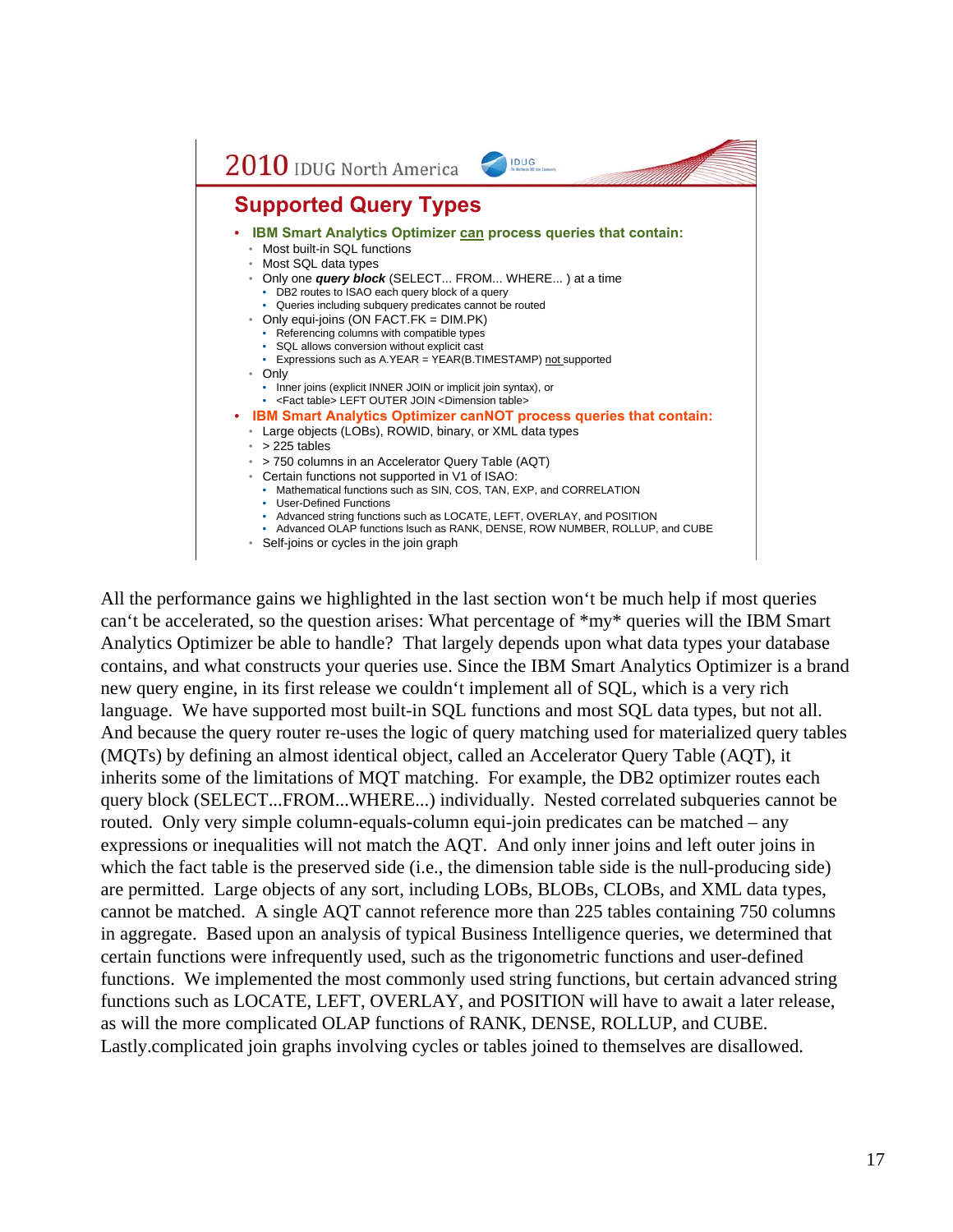## Supported Query Types

- **IBM Smart Analytics Optimizer can process queries that contain:**
  - Most built-in SQL functions
  - Most SQL data types
  - Only one ***query block*** (SELECT... FROM... WHERE... ) at a time
    - DB2 routes to ISAO each query block of a query
    - Queries including subquery predicates cannot be routed
  - Only equi-joins (ON FACT.FK = DIM.PK)
    - Referencing columns with compatible types
    - SQL allows conversion without explicit cast
    - Expressions such as A.YEAR = YEAR(B.TIMESTAMP) not supported
  - Only
    - Inner joins (explicit INNER JOIN or implicit join syntax), or
    - <Fact table> LEFT OUTER JOIN <Dimension table>
- **IBM Smart Analytics Optimizer canNOT process queries that contain:**
  - Large objects (LOBs), ROWID, binary, or XML data types
  - > 225 tables
  - > 750 columns in an Accelerator Query Table (AQT)
  - Certain functions not supported in V1 of ISAO:
    - Mathematical functions such as SIN, COS, TAN, EXP, and CORRELATION
    - User-Defined Functions
    - Advanced string functions such as LOCATE, LEFT, OVERLAY, and POSITION
    - Advanced OLAP functions lsuch as RANK, DENSE, ROW NUMBER, ROLLUP, and CUBE
  - Self-joins or cycles in the join graph

All the performance gains we highlighted in the last section won't be much help if most queries can't be accelerated, so the question arises: What percentage of *my* queries will the IBM Smart Analytics Optimizer be able to handle? That largely depends upon what data types your database contains, and what constructs your queries use. Since the IBM Smart Analytics Optimizer is a brand new query engine, in its first release we couldn't implement all of SQL, which is a very rich language. We have supported most built-in SQL functions and most SQL data types, but not all. And because the query router re-uses the logic of query matching used for materialized query tables (MQTs) by defining an almost identical object, called an Accelerator Query Table (AQT), it inherits some of the limitations of MQT matching. For example, the DB2 optimizer routes each query block (SELECT...FROM...WHERE...) individually. Nested correlated subqueries cannot be routed. Only very simple column-equals-column equi-join predicates can be matched – any expressions or inequalities will not match the AQT. And only inner joins and left outer joins in which the fact table is the preserved side (i.e., the dimension table side is the null-producing side) are permitted. Large objects of any sort, including LOBs, BLOBs, CLOBs, and XML data types, cannot be matched. A single AQT cannot reference more than 225 tables containing 750 columns in aggregate. Based upon an analysis of typical Business Intelligence queries, we determined that certain functions were infrequently used, such as the trigonometric functions and user-defined functions. We implemented the most commonly used string functions, but certain advanced string functions such as LOCATE, LEFT, OVERLAY, and POSITION will have to await a later release, as will the more complicated OLAP functions of RANK, DENSE, ROLLUP, and CUBE. Lastly.complicated join graphs involving cycles or tables joined to themselves are disallowed.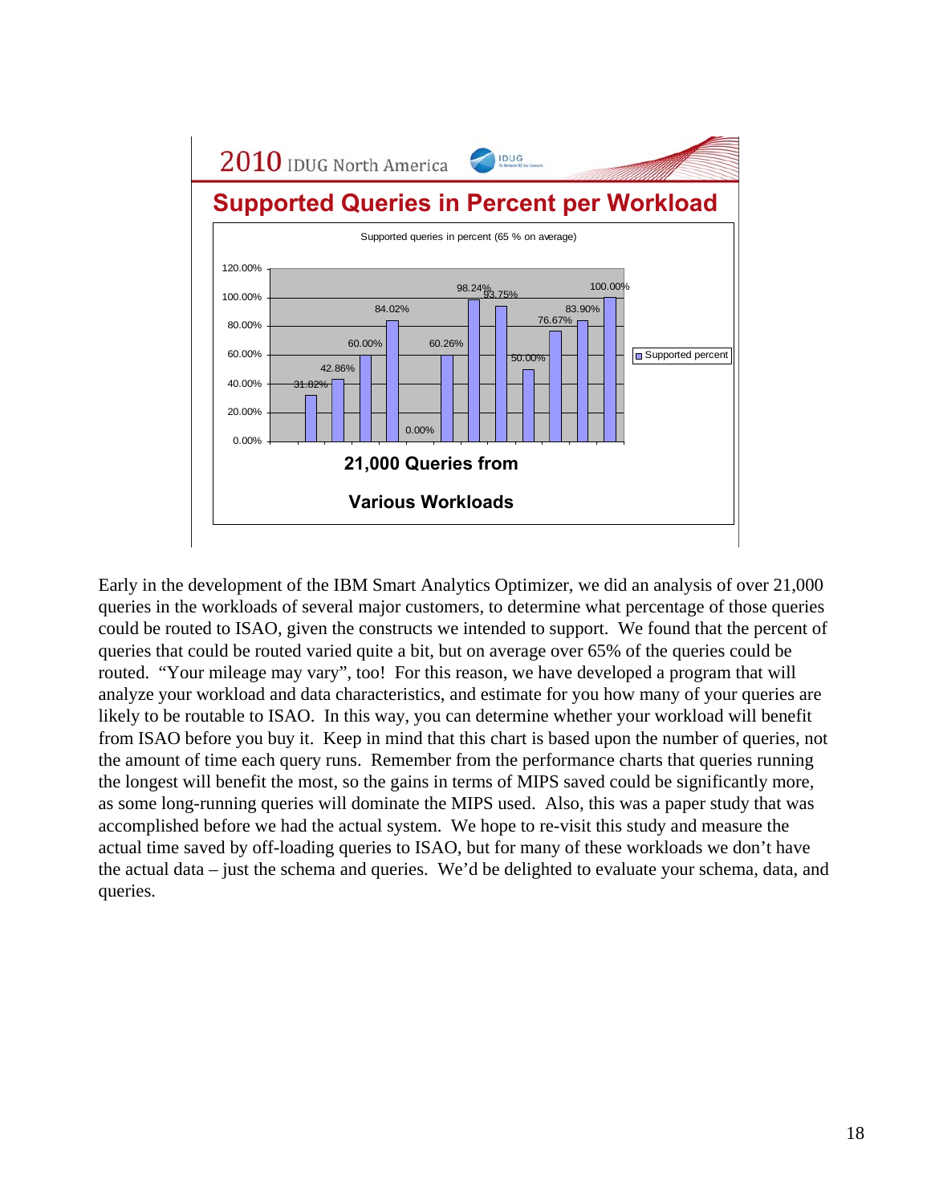## Supported Queries in Percent per Workload

Supported queries in percent (65 % on average)

| Workload | Supported percent |
|---|---|
| 1 | 31.82% |
| 2 | 42.86% |
| 3 | 60.00% |
| 4 | 84.02% |
| 5 | 0.00% |
| 6 | 60.26% |
| 7 | 98.24% |
| 8 | 93.75% |
| 9 | 50.00% |
| 10 | 76.67% |
| 11 | 83.90% |
| 12 | 100.00% |

**21,000 Queries from Various Workloads**

Early in the development of the IBM Smart Analytics Optimizer, we did an analysis of over 21,000 queries in the workloads of several major customers, to determine what percentage of those queries could be routed to ISAO, given the constructs we intended to support. We found that the percent of queries that could be routed varied quite a bit, but on average over 65% of the queries could be routed. "Your mileage may vary", too! For this reason, we have developed a program that will analyze your workload and data characteristics, and estimate for you how many of your queries are likely to be routable to ISAO. In this way, you can determine whether your workload will benefit from ISAO before you buy it. Keep in mind that this chart is based upon the number of queries, not the amount of time each query runs. Remember from the performance charts that queries running the longest will benefit the most, so the gains in terms of MIPS saved could be significantly more, as some long-running queries will dominate the MIPS used. Also, this was a paper study that was accomplished before we had the actual system. We hope to re-visit this study and measure the actual time saved by off-loading queries to ISAO, but for many of these workloads we don't have the actual data – just the schema and queries. We'd be delighted to evaluate your schema, data, and queries.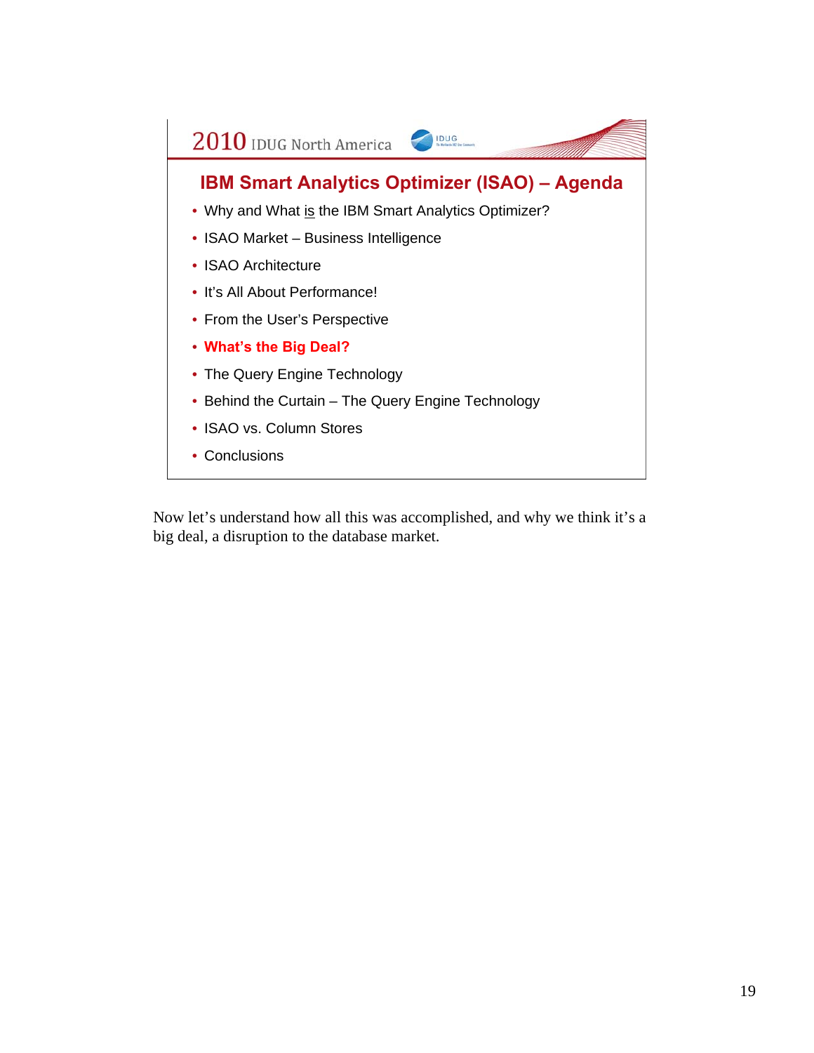2010 IDUG North America

## IBM Smart Analytics Optimizer (ISAO) – Agenda

- Why and What is the IBM Smart Analytics Optimizer?
- ISAO Market – Business Intelligence
- ISAO Architecture
- It's All About Performance!
- From the User's Perspective
- **What's the Big Deal?**
- The Query Engine Technology
- Behind the Curtain – The Query Engine Technology
- ISAO vs. Column Stores
- Conclusions

Now let's understand how all this was accomplished, and why we think it's a big deal, a disruption to the database market.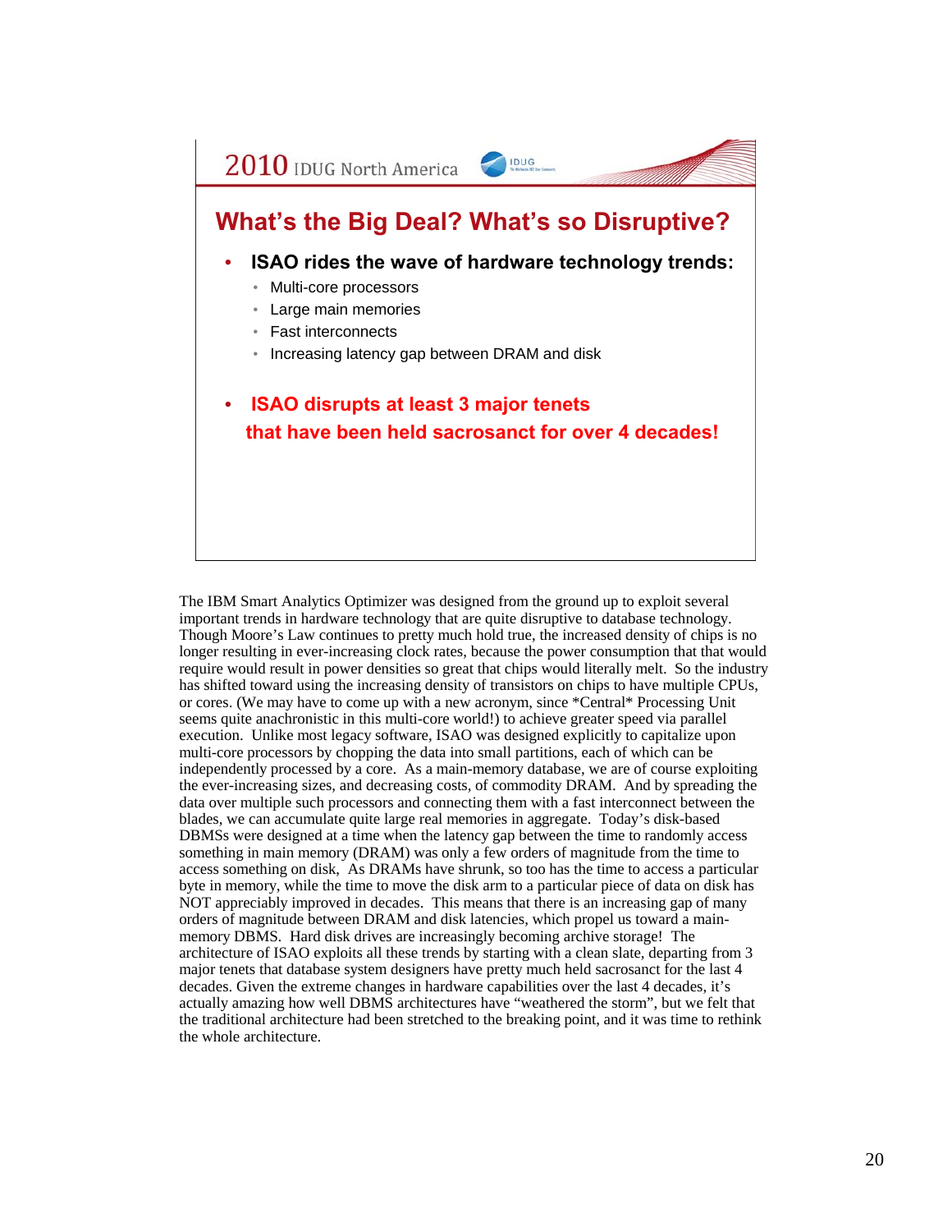## What's the Big Deal? What's so Disruptive?

- **ISAO rides the wave of hardware technology trends:**
  - Multi-core processors
  - Large main memories
  - Fast interconnects
  - Increasing latency gap between DRAM and disk

- **ISAO disrupts at least 3 major tenets that have been held sacrosanct for over 4 decades!**

The IBM Smart Analytics Optimizer was designed from the ground up to exploit several important trends in hardware technology that are quite disruptive to database technology. Though Moore's Law continues to pretty much hold true, the increased density of chips is no longer resulting in ever-increasing clock rates, because the power consumption that that would require would result in power densities so great that chips would literally melt. So the industry has shifted toward using the increasing density of transistors on chips to have multiple CPUs, or cores. (We may have to come up with a new acronym, since *Central* Processing Unit seems quite anachronistic in this multi-core world!) to achieve greater speed via parallel execution. Unlike most legacy software, ISAO was designed explicitly to capitalize upon multi-core processors by chopping the data into small partitions, each of which can be independently processed by a core. As a main-memory database, we are of course exploiting the ever-increasing sizes, and decreasing costs, of commodity DRAM. And by spreading the data over multiple such processors and connecting them with a fast interconnect between the blades, we can accumulate quite large real memories in aggregate. Today's disk-based DBMSs were designed at a time when the latency gap between the time to randomly access something in main memory (DRAM) was only a few orders of magnitude from the time to access something on disk, As DRAMs have shrunk, so too has the time to access a particular byte in memory, while the time to move the disk arm to a particular piece of data on disk has NOT appreciably improved in decades. This means that there is an increasing gap of many orders of magnitude between DRAM and disk latencies, which propel us toward a main-memory DBMS. Hard disk drives are increasingly becoming archive storage! The architecture of ISAO exploits all these trends by starting with a clean slate, departing from 3 major tenets that database system designers have pretty much held sacrosanct for the last 4 decades. Given the extreme changes in hardware capabilities over the last 4 decades, it's actually amazing how well DBMS architectures have "weathered the storm", but we felt that the traditional architecture had been stretched to the breaking point, and it was time to rethink the whole architecture.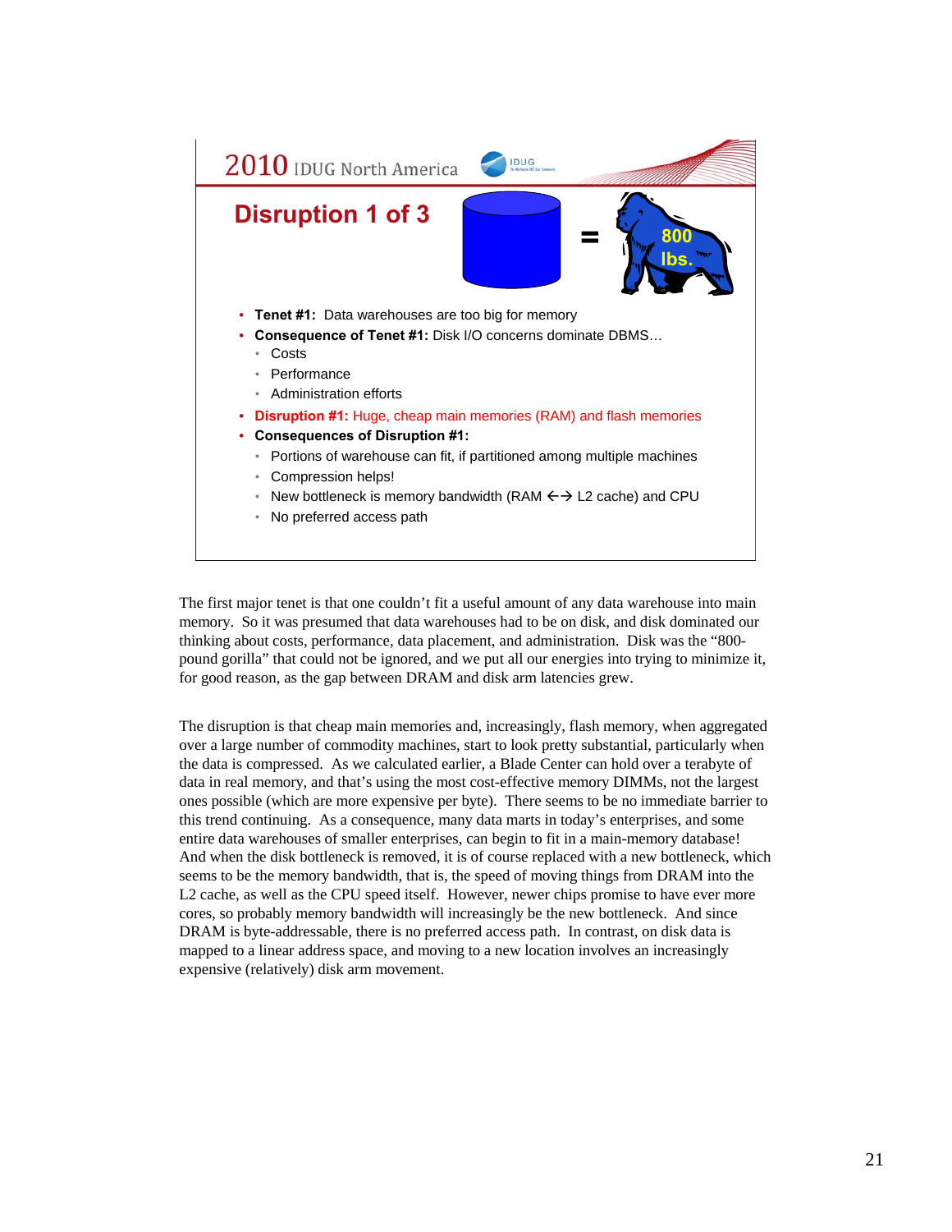## Disruption 1 of 3

- **Tenet #1:** Data warehouses are too big for memory
- **Consequence of Tenet #1:** Disk I/O concerns dominate DBMS…
  - Costs
  - Performance
  - Administration efforts
- **Disruption #1:** Huge, cheap main memories (RAM) and flash memories
- **Consequences of Disruption #1:**
  - Portions of warehouse can fit, if partitioned among multiple machines
  - Compression helps!
  - New bottleneck is memory bandwidth (RAM ←→ L2 cache) and CPU
  - No preferred access path

The first major tenet is that one couldn't fit a useful amount of any data warehouse into main memory. So it was presumed that data warehouses had to be on disk, and disk dominated our thinking about costs, performance, data placement, and administration. Disk was the "800-pound gorilla" that could not be ignored, and we put all our energies into trying to minimize it, for good reason, as the gap between DRAM and disk arm latencies grew.

The disruption is that cheap main memories and, increasingly, flash memory, when aggregated over a large number of commodity machines, start to look pretty substantial, particularly when the data is compressed. As we calculated earlier, a Blade Center can hold over a terabyte of data in real memory, and that's using the most cost-effective memory DIMMs, not the largest ones possible (which are more expensive per byte). There seems to be no immediate barrier to this trend continuing. As a consequence, many data marts in today's enterprises, and some entire data warehouses of smaller enterprises, can begin to fit in a main-memory database! And when the disk bottleneck is removed, it is of course replaced with a new bottleneck, which seems to be the memory bandwidth, that is, the speed of moving things from DRAM into the L2 cache, as well as the CPU speed itself. However, newer chips promise to have ever more cores, so probably memory bandwidth will increasingly be the new bottleneck. And since DRAM is byte-addressable, there is no preferred access path. In contrast, on disk data is mapped to a linear address space, and moving to a new location involves an increasingly expensive (relatively) disk arm movement.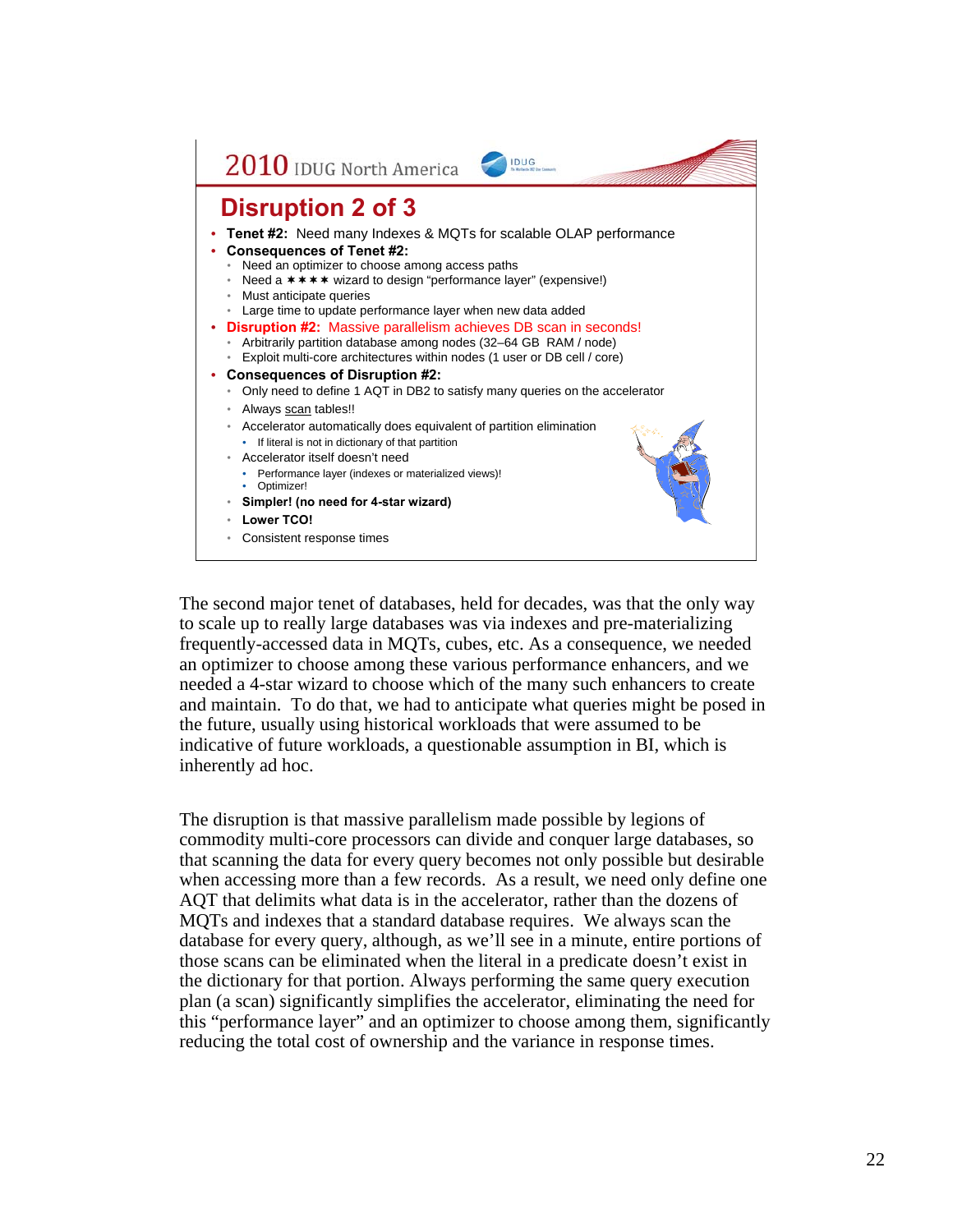2010 IDUG North America

# Disruption 2 of 3

- **Tenet #2:** Need many Indexes & MQTs for scalable OLAP performance
- **Consequences of Tenet #2:**
  - Need an optimizer to choose among access paths
  - Need a ✶✶✶✶ wizard to design "performance layer" (expensive!)
  - Must anticipate queries
  - Large time to update performance layer when new data added
- **Disruption #2:** Massive parallelism achieves DB scan in seconds!
  - Arbitrarily partition database among nodes (32–64 GB RAM / node)
  - Exploit multi-core architectures within nodes (1 user or DB cell / core)
- **Consequences of Disruption #2:**
  - Only need to define 1 AQT in DB2 to satisfy many queries on the accelerator
  - Always scan tables!!
  - Accelerator automatically does equivalent of partition elimination
    - If literal is not in dictionary of that partition
  - Accelerator itself doesn't need
    - Performance layer (indexes or materialized views)!
    - Optimizer!
  - **Simpler! (no need for 4-star wizard)**
  - **Lower TCO!**
  - Consistent response times

The second major tenet of databases, held for decades, was that the only way to scale up to really large databases was via indexes and pre-materializing frequently-accessed data in MQTs, cubes, etc. As a consequence, we needed an optimizer to choose among these various performance enhancers, and we needed a 4-star wizard to choose which of the many such enhancers to create and maintain. To do that, we had to anticipate what queries might be posed in the future, usually using historical workloads that were assumed to be indicative of future workloads, a questionable assumption in BI, which is inherently ad hoc.

The disruption is that massive parallelism made possible by legions of commodity multi-core processors can divide and conquer large databases, so that scanning the data for every query becomes not only possible but desirable when accessing more than a few records. As a result, we need only define one AQT that delimits what data is in the accelerator, rather than the dozens of MQTs and indexes that a standard database requires. We always scan the database for every query, although, as we'll see in a minute, entire portions of those scans can be eliminated when the literal in a predicate doesn't exist in the dictionary for that portion. Always performing the same query execution plan (a scan) significantly simplifies the accelerator, eliminating the need for this "performance layer" and an optimizer to choose among them, significantly reducing the total cost of ownership and the variance in response times.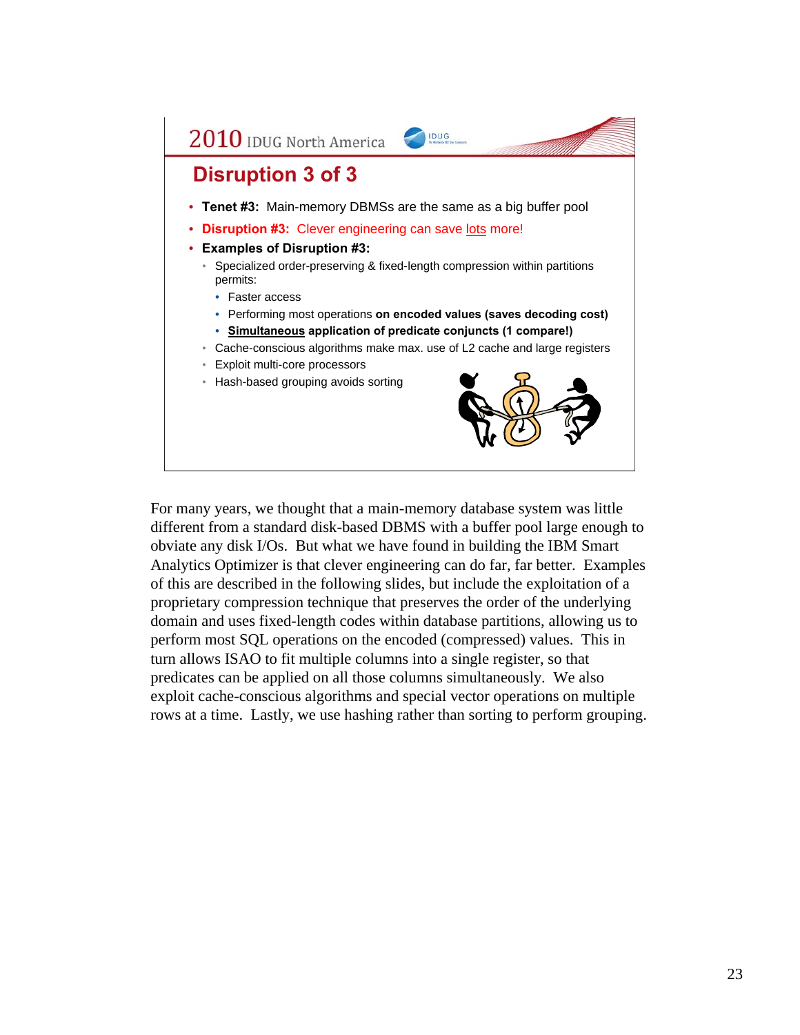## Disruption 3 of 3

- **Tenet #3:** Main-memory DBMSs are the same as a big buffer pool
- **Disruption #3:** Clever engineering can save lots more!
- **Examples of Disruption #3:**
  - Specialized order-preserving & fixed-length compression within partitions permits:
    - Faster access
    - Performing most operations **on encoded values (saves decoding cost)**
    - **Simultaneous application of predicate conjuncts (1 compare!)**
  - Cache-conscious algorithms make max. use of L2 cache and large registers
  - Exploit multi-core processors
  - Hash-based grouping avoids sorting

For many years, we thought that a main-memory database system was little different from a standard disk-based DBMS with a buffer pool large enough to obviate any disk I/Os. But what we have found in building the IBM Smart Analytics Optimizer is that clever engineering can do far, far better. Examples of this are described in the following slides, but include the exploitation of a proprietary compression technique that preserves the order of the underlying domain and uses fixed-length codes within database partitions, allowing us to perform most SQL operations on the encoded (compressed) values. This in turn allows ISAO to fit multiple columns into a single register, so that predicates can be applied on all those columns simultaneously. We also exploit cache-conscious algorithms and special vector operations on multiple rows at a time. Lastly, we use hashing rather than sorting to perform grouping.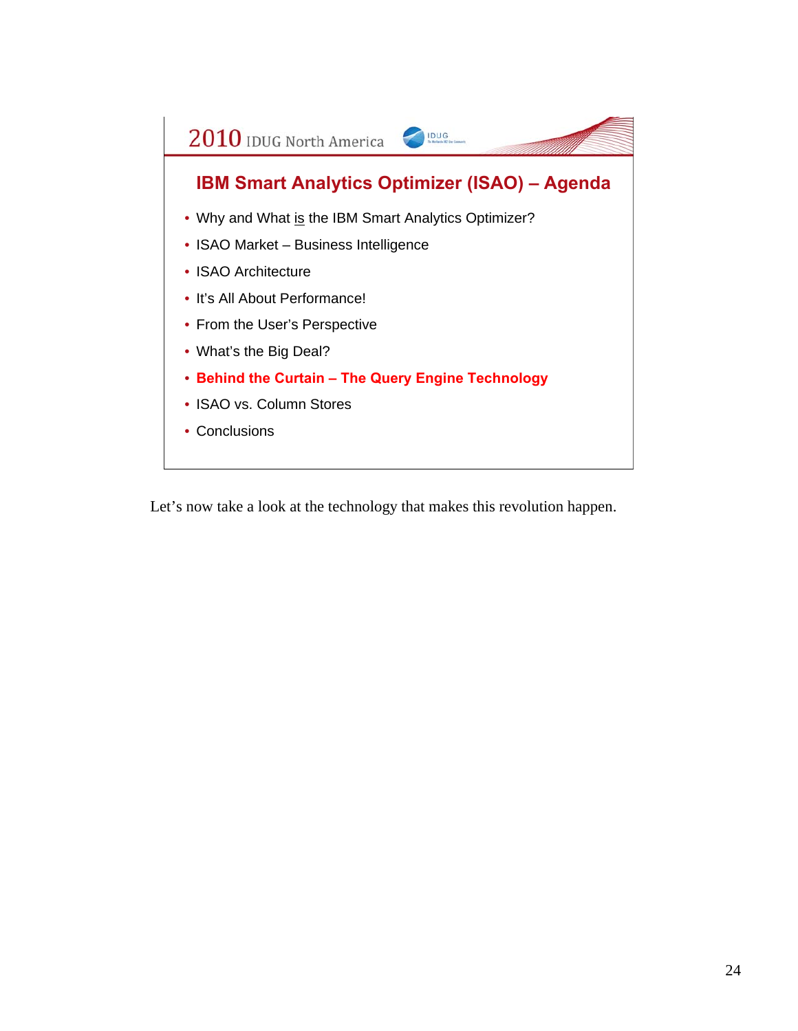## IBM Smart Analytics Optimizer (ISAO) – Agenda

- Why and What is the IBM Smart Analytics Optimizer?
- ISAO Market – Business Intelligence
- ISAO Architecture
- It's All About Performance!
- From the User's Perspective
- What's the Big Deal?
- **Behind the Curtain – The Query Engine Technology**
- ISAO vs. Column Stores
- Conclusions

Let's now take a look at the technology that makes this revolution happen.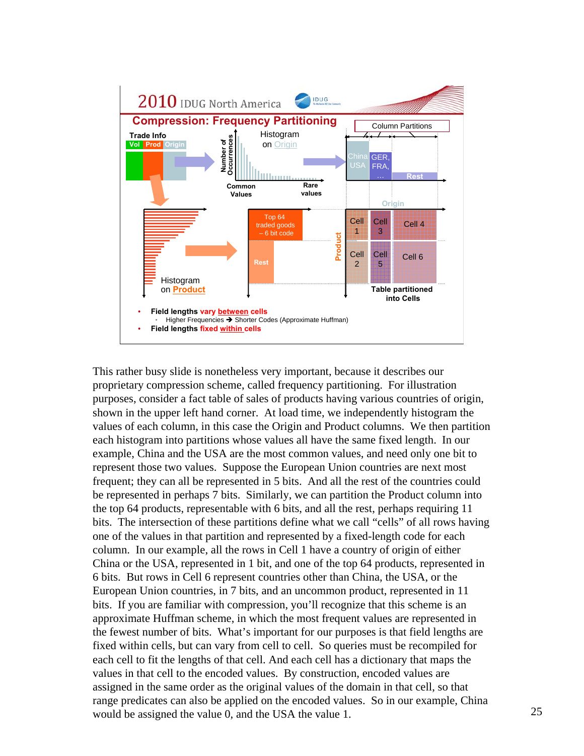This rather busy slide is nonetheless very important, because it describes our proprietary compression scheme, called frequency partitioning. For illustration purposes, consider a fact table of sales of products having various countries of origin, shown in the upper left hand corner. At load time, we independently histogram the values of each column, in this case the Origin and Product columns. We then partition each histogram into partitions whose values all have the same fixed length. In our example, China and the USA are the most common values, and need only one bit to represent those two values. Suppose the European Union countries are next most frequent; they can all be represented in 5 bits. And all the rest of the countries could be represented in perhaps 7 bits. Similarly, we can partition the Product column into the top 64 products, representable with 6 bits, and all the rest, perhaps requiring 11 bits. The intersection of these partitions define what we call "cells" of all rows having one of the values in that partition and represented by a fixed-length code for each column. In our example, all the rows in Cell 1 have a country of origin of either China or the USA, represented in 1 bit, and one of the top 64 products, represented in 6 bits. But rows in Cell 6 represent countries other than China, the USA, or the European Union countries, in 7 bits, and an uncommon product, represented in 11 bits. If you are familiar with compression, you'll recognize that this scheme is an approximate Huffman scheme, in which the most frequent values are represented in the fewest number of bits. What's important for our purposes is that field lengths are fixed within cells, but can vary from cell to cell. So queries must be recompiled for each cell to fit the lengths of that cell. And each cell has a dictionary that maps the values in that cell to the encoded values. By construction, encoded values are assigned in the same order as the original values of the domain in that cell, so that range predicates can also be applied on the encoded values. So in our example, China would be assigned the value 0, and the USA the value 1.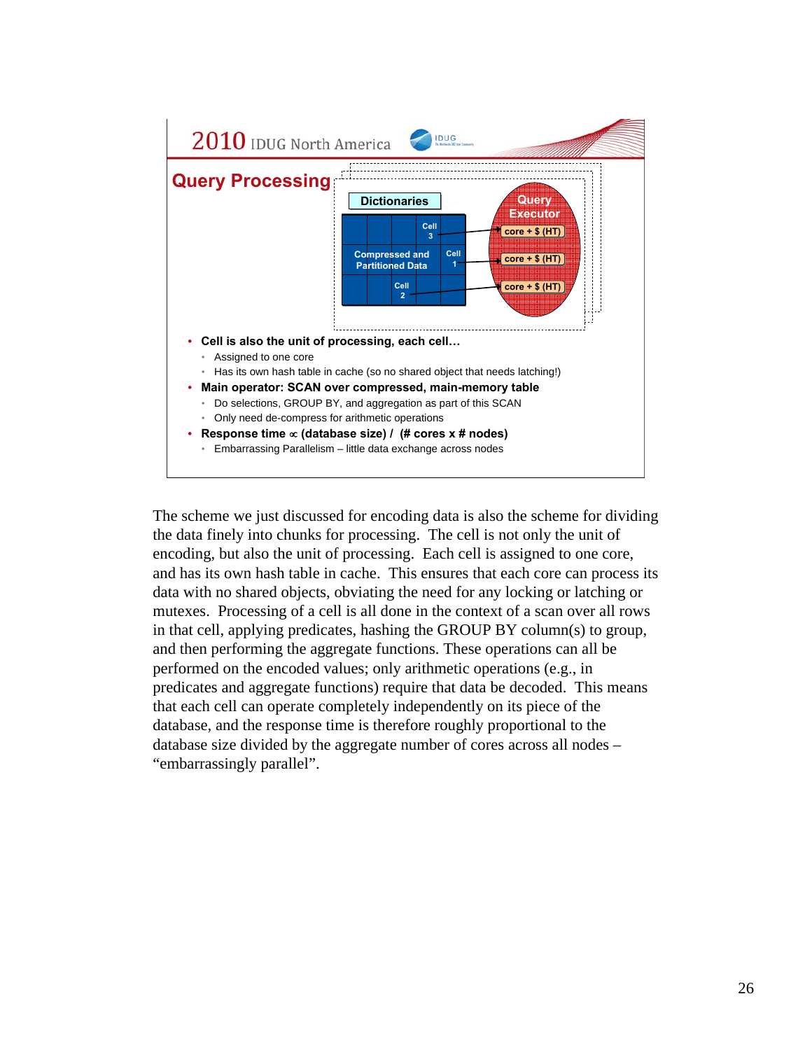## Query Processing

Dictionaries

Compressed and Partitioned Data — Cell 3, Cell 1, Cell 2

Query Executor — core + $ (HT), core + $ (HT), core + $ (HT)

- **Cell is also the unit of processing, each cell…**
  - Assigned to one core
  - Has its own hash table in cache (so no shared object that needs latching!)
- **Main operator: SCAN over compressed, main-memory table**
  - Do selections, GROUP BY, and aggregation as part of this SCAN
  - Only need de-compress for arithmetic operations
- **Response time $\propto$ (database size) / (# cores x # nodes)**
  - Embarrassing Parallelism – little data exchange across nodes

The scheme we just discussed for encoding data is also the scheme for dividing the data finely into chunks for processing. The cell is not only the unit of encoding, but also the unit of processing. Each cell is assigned to one core, and has its own hash table in cache. This ensures that each core can process its data with no shared objects, obviating the need for any locking or latching or mutexes. Processing of a cell is all done in the context of a scan over all rows in that cell, applying predicates, hashing the GROUP BY column(s) to group, and then performing the aggregate functions. These operations can all be performed on the encoded values; only arithmetic operations (e.g., in predicates and aggregate functions) require that data be decoded. This means that each cell can operate completely independently on its piece of the database, and the response time is therefore roughly proportional to the database size divided by the aggregate number of cores across all nodes – "embarrassingly parallel".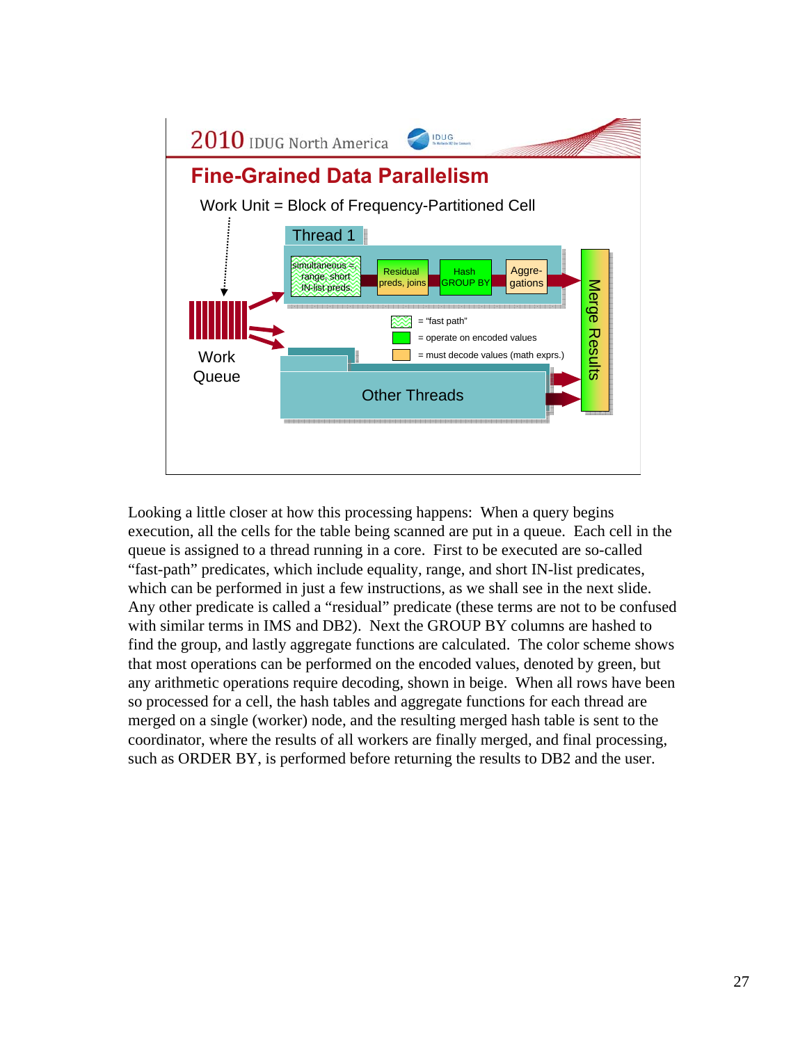## Fine-Grained Data Parallelism

Work Unit = Block of Frequency-Partitioned Cell

Thread 1

simultaneous =, range, short IN-list preds. → Residual preds, joins → Hash GROUP BY → Aggre-gations

Work Queue

= "fast path"

= operate on encoded values

= must decode values (math exprs.)

Other Threads

Merge Results

Looking a little closer at how this processing happens: When a query begins execution, all the cells for the table being scanned are put in a queue. Each cell in the queue is assigned to a thread running in a core. First to be executed are so-called "fast-path" predicates, which include equality, range, and short IN-list predicates, which can be performed in just a few instructions, as we shall see in the next slide. Any other predicate is called a "residual" predicate (these terms are not to be confused with similar terms in IMS and DB2). Next the GROUP BY columns are hashed to find the group, and lastly aggregate functions are calculated. The color scheme shows that most operations can be performed on the encoded values, denoted by green, but any arithmetic operations require decoding, shown in beige. When all rows have been so processed for a cell, the hash tables and aggregate functions for each thread are merged on a single (worker) node, and the resulting merged hash table is sent to the coordinator, where the results of all workers are finally merged, and final processing, such as ORDER BY, is performed before returning the results to DB2 and the user.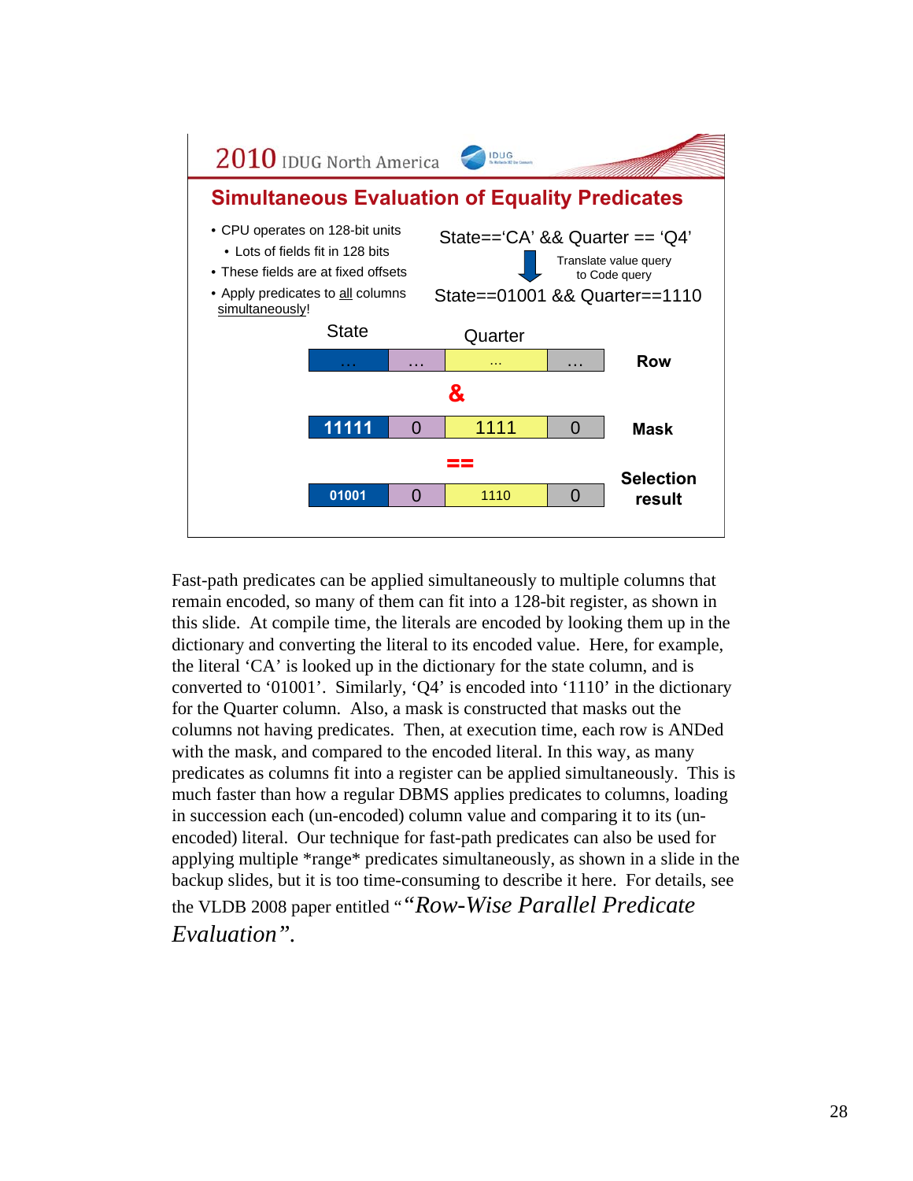2010 IDUG North America

## Simultaneous Evaluation of Equality Predicates

- CPU operates on 128-bit units
  - Lots of fields fit in 128 bits
- These fields are at fixed offsets
- Apply predicates to all columns simultaneously!

State=='CA' && Quarter == 'Q4'

Translate value query to Code query

State==01001 && Quarter==1110

| State | | Quarter | | |
|---|---|---|---|---|
| … | … | … | … | **Row** |
| | | **&** | | |
| 11111 | 0 | 1111 | 0 | **Mask** |
| | | **==** | | |
| 01001 | 0 | 1110 | 0 | **Selection result** |

Fast-path predicates can be applied simultaneously to multiple columns that remain encoded, so many of them can fit into a 128-bit register, as shown in this slide. At compile time, the literals are encoded by looking them up in the dictionary and converting the literal to its encoded value. Here, for example, the literal 'CA' is looked up in the dictionary for the state column, and is converted to '01001'. Similarly, 'Q4' is encoded into '1110' in the dictionary for the Quarter column. Also, a mask is constructed that masks out the columns not having predicates. Then, at execution time, each row is ANDed with the mask, and compared to the encoded literal. In this way, as many predicates as columns fit into a register can be applied simultaneously. This is much faster than how a regular DBMS applies predicates to columns, loading in succession each (un-encoded) column value and comparing it to its (un-encoded) literal. Our technique for fast-path predicates can also be used for applying multiple *range* predicates simultaneously, as shown in a slide in the backup slides, but it is too time-consuming to describe it here. For details, see the VLDB 2008 paper entitled "*"Row-Wise Parallel Predicate Evaluation"*.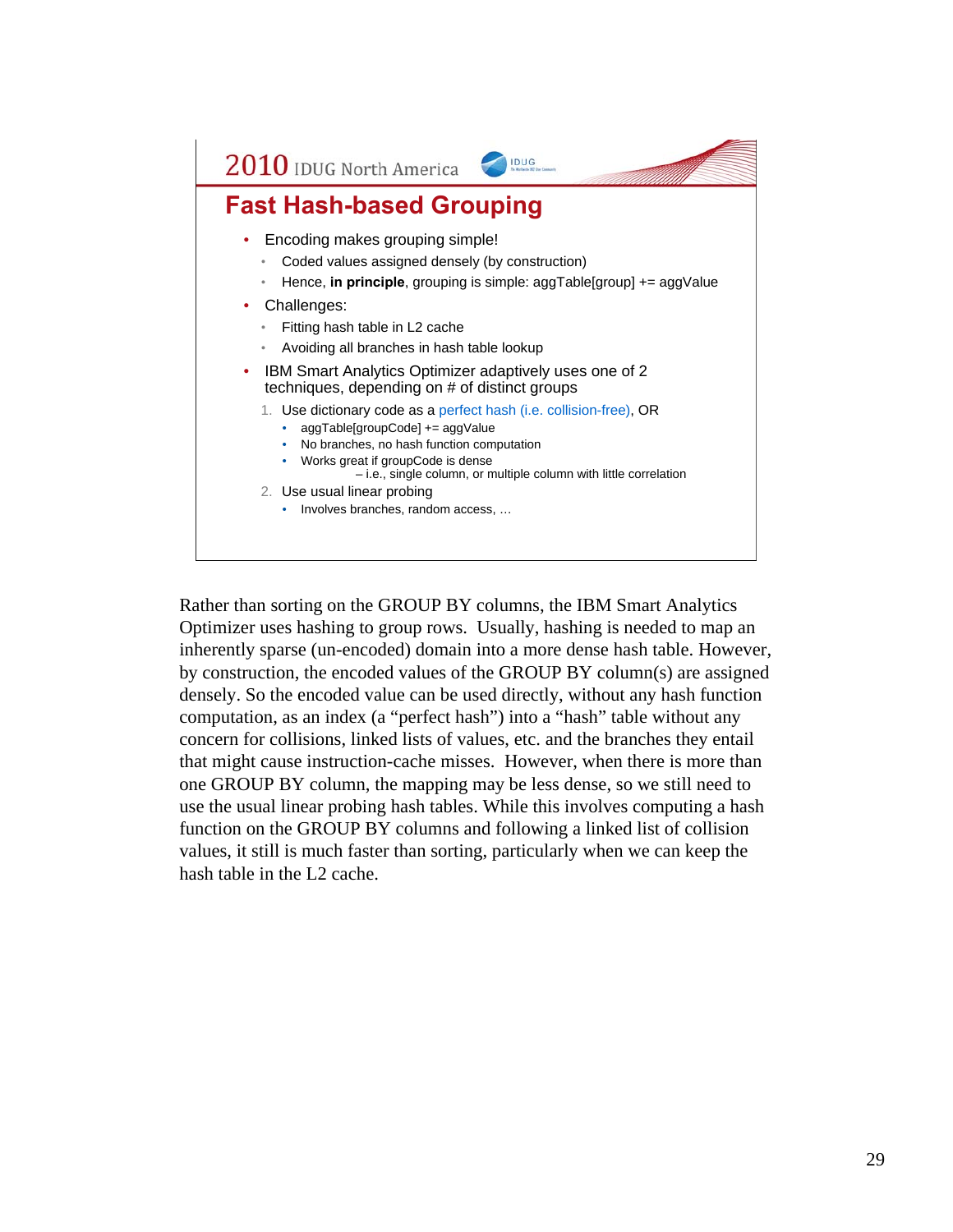## Fast Hash-based Grouping

- Encoding makes grouping simple!
  - Coded values assigned densely (by construction)
  - Hence, **in principle**, grouping is simple: aggTable[group] += aggValue
- Challenges:
  - Fitting hash table in L2 cache
  - Avoiding all branches in hash table lookup
- IBM Smart Analytics Optimizer adaptively uses one of 2 techniques, depending on # of distinct groups
  1. Use dictionary code as a perfect hash (i.e. collision-free), OR
     - aggTable[groupCode] += aggValue
     - No branches, no hash function computation
     - Works great if groupCode is dense
       – i.e., single column, or multiple column with little correlation
  2. Use usual linear probing
     - Involves branches, random access, …

Rather than sorting on the GROUP BY columns, the IBM Smart Analytics Optimizer uses hashing to group rows. Usually, hashing is needed to map an inherently sparse (un-encoded) domain into a more dense hash table. However, by construction, the encoded values of the GROUP BY column(s) are assigned densely. So the encoded value can be used directly, without any hash function computation, as an index (a "perfect hash") into a "hash" table without any concern for collisions, linked lists of values, etc. and the branches they entail that might cause instruction-cache misses. However, when there is more than one GROUP BY column, the mapping may be less dense, so we still need to use the usual linear probing hash tables. While this involves computing a hash function on the GROUP BY columns and following a linked list of collision values, it still is much faster than sorting, particularly when we can keep the hash table in the L2 cache.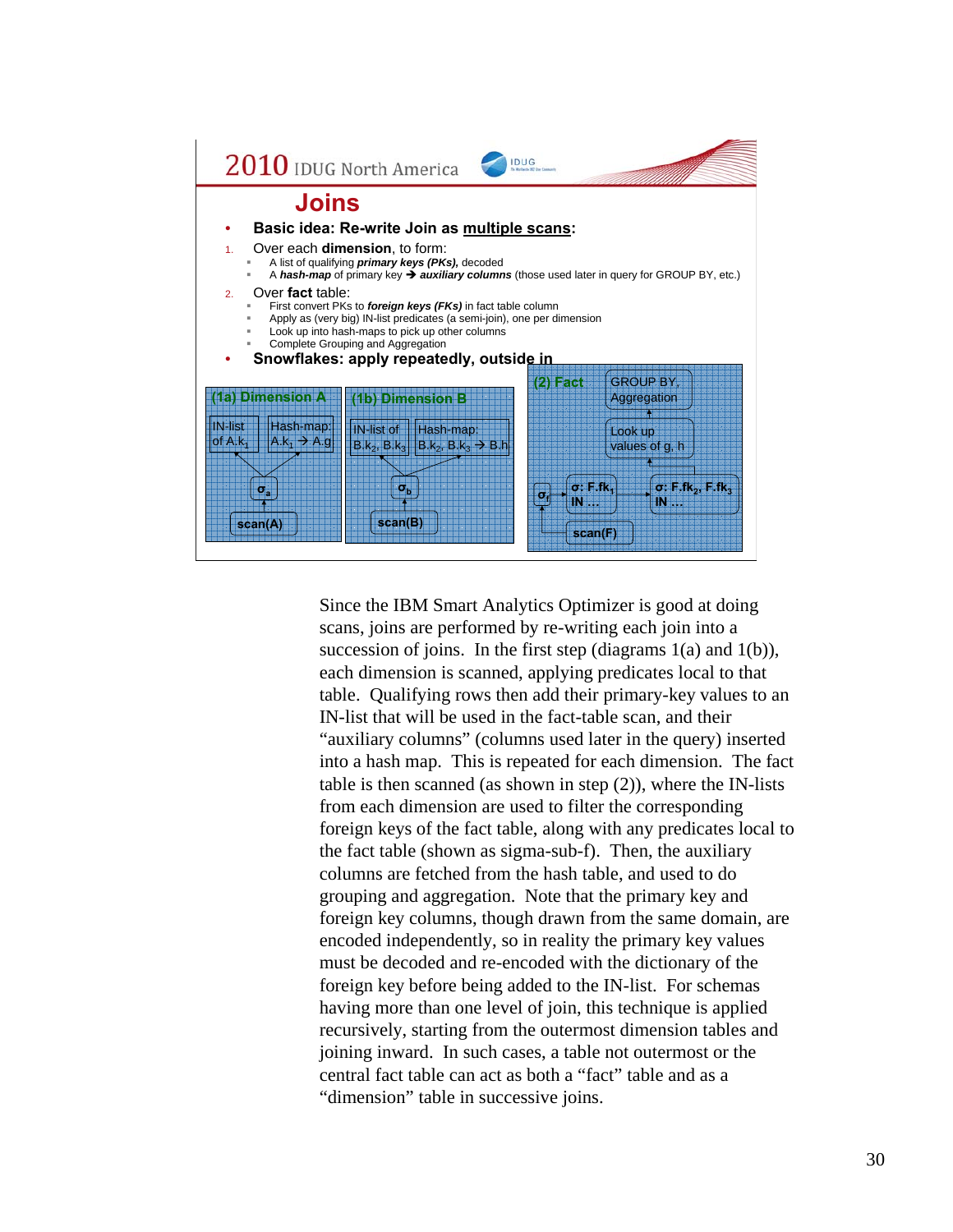## Joins

- **Basic idea: Re-write Join as multiple scans:**

1. Over each **dimension**, to form:
   - A list of qualifying ***primary keys (PKs),*** decoded
   - A ***hash-map*** of primary key → ***auxiliary columns*** (those used later in query for GROUP BY, etc.)
2. Over **fact** table:
   - First convert PKs to ***foreign keys (FKs)*** in fact table column
   - Apply as (very big) IN-list predicates (a semi-join), one per dimension
   - Look up into hash-maps to pick up other columns
   - Complete Grouping and Aggregation

- **Snowflakes: apply repeatedly, outside in**

(1a) Dimension A: IN-list of $A.k_1$; Hash-map: $A.k_1 \rightarrow A.g$; $\sigma_a$; scan(A)

(1b) Dimension B: IN-list of $B.k_2, B.k_3$; Hash-map: $B.k_2, B.k_3 \rightarrow B.h$; $\sigma_b$; scan(B)

(2) Fact: GROUP BY, Aggregation; Look up values of g, h; $\sigma$: $F.fk_1$ IN …; $\sigma$: $F.fk_2, F.fk_3$ IN …; $\sigma_f$; scan(F)

Since the IBM Smart Analytics Optimizer is good at doing scans, joins are performed by re-writing each join into a succession of joins. In the first step (diagrams 1(a) and 1(b)), each dimension is scanned, applying predicates local to that table. Qualifying rows then add their primary-key values to an IN-list that will be used in the fact-table scan, and their "auxiliary columns" (columns used later in the query) inserted into a hash map. This is repeated for each dimension. The fact table is then scanned (as shown in step (2)), where the IN-lists from each dimension are used to filter the corresponding foreign keys of the fact table, along with any predicates local to the fact table (shown as sigma-sub-f). Then, the auxiliary columns are fetched from the hash table, and used to do grouping and aggregation. Note that the primary key and foreign key columns, though drawn from the same domain, are encoded independently, so in reality the primary key values must be decoded and re-encoded with the dictionary of the foreign key before being added to the IN-list. For schemas having more than one level of join, this technique is applied recursively, starting from the outermost dimension tables and joining inward. In such cases, a table not outermost or the central fact table can act as both a "fact" table and as a "dimension" table in successive joins.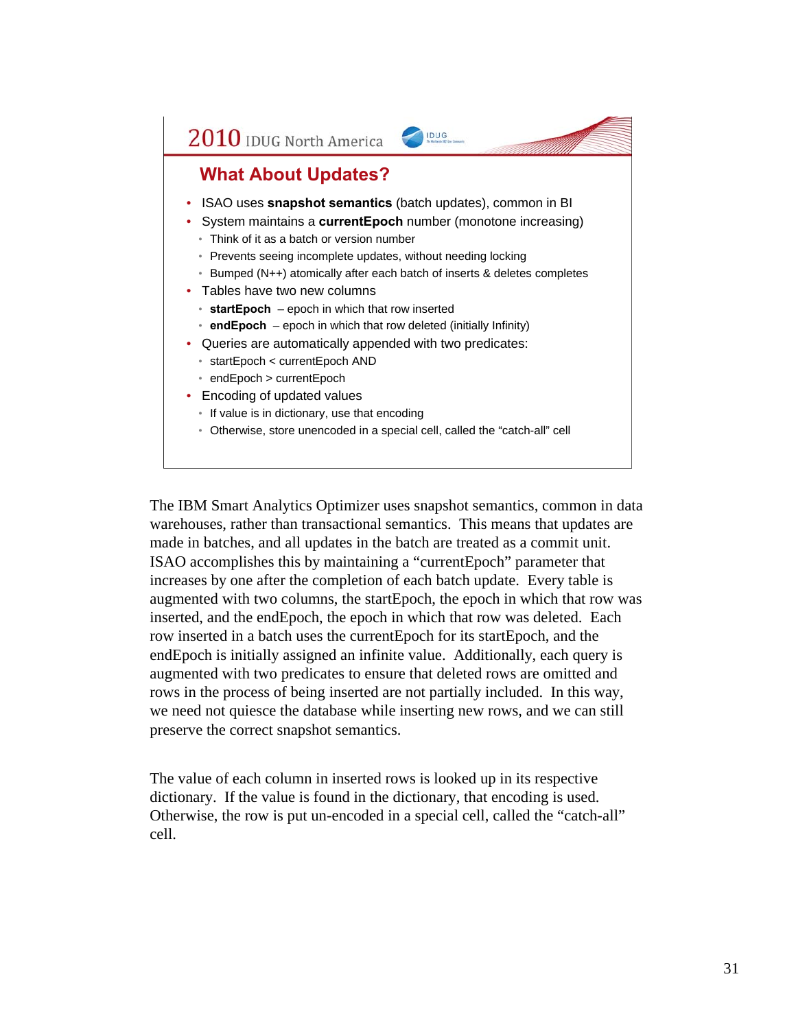## What About Updates?

- ISAO uses **snapshot semantics** (batch updates), common in BI
- System maintains a **currentEpoch** number (monotone increasing)
  - Think of it as a batch or version number
  - Prevents seeing incomplete updates, without needing locking
  - Bumped (N++) atomically after each batch of inserts & deletes completes
- Tables have two new columns
  - **startEpoch** – epoch in which that row inserted
  - **endEpoch** – epoch in which that row deleted (initially Infinity)
- Queries are automatically appended with two predicates:
  - startEpoch < currentEpoch AND
  - endEpoch > currentEpoch
- Encoding of updated values
  - If value is in dictionary, use that encoding
  - Otherwise, store unencoded in a special cell, called the “catch-all” cell

The IBM Smart Analytics Optimizer uses snapshot semantics, common in data warehouses, rather than transactional semantics. This means that updates are made in batches, and all updates in the batch are treated as a commit unit. ISAO accomplishes this by maintaining a “currentEpoch” parameter that increases by one after the completion of each batch update. Every table is augmented with two columns, the startEpoch, the epoch in which that row was inserted, and the endEpoch, the epoch in which that row was deleted. Each row inserted in a batch uses the currentEpoch for its startEpoch, and the endEpoch is initially assigned an infinite value. Additionally, each query is augmented with two predicates to ensure that deleted rows are omitted and rows in the process of being inserted are not partially included. In this way, we need not quiesce the database while inserting new rows, and we can still preserve the correct snapshot semantics.

The value of each column in inserted rows is looked up in its respective dictionary. If the value is found in the dictionary, that encoding is used. Otherwise, the row is put un-encoded in a special cell, called the “catch-all” cell.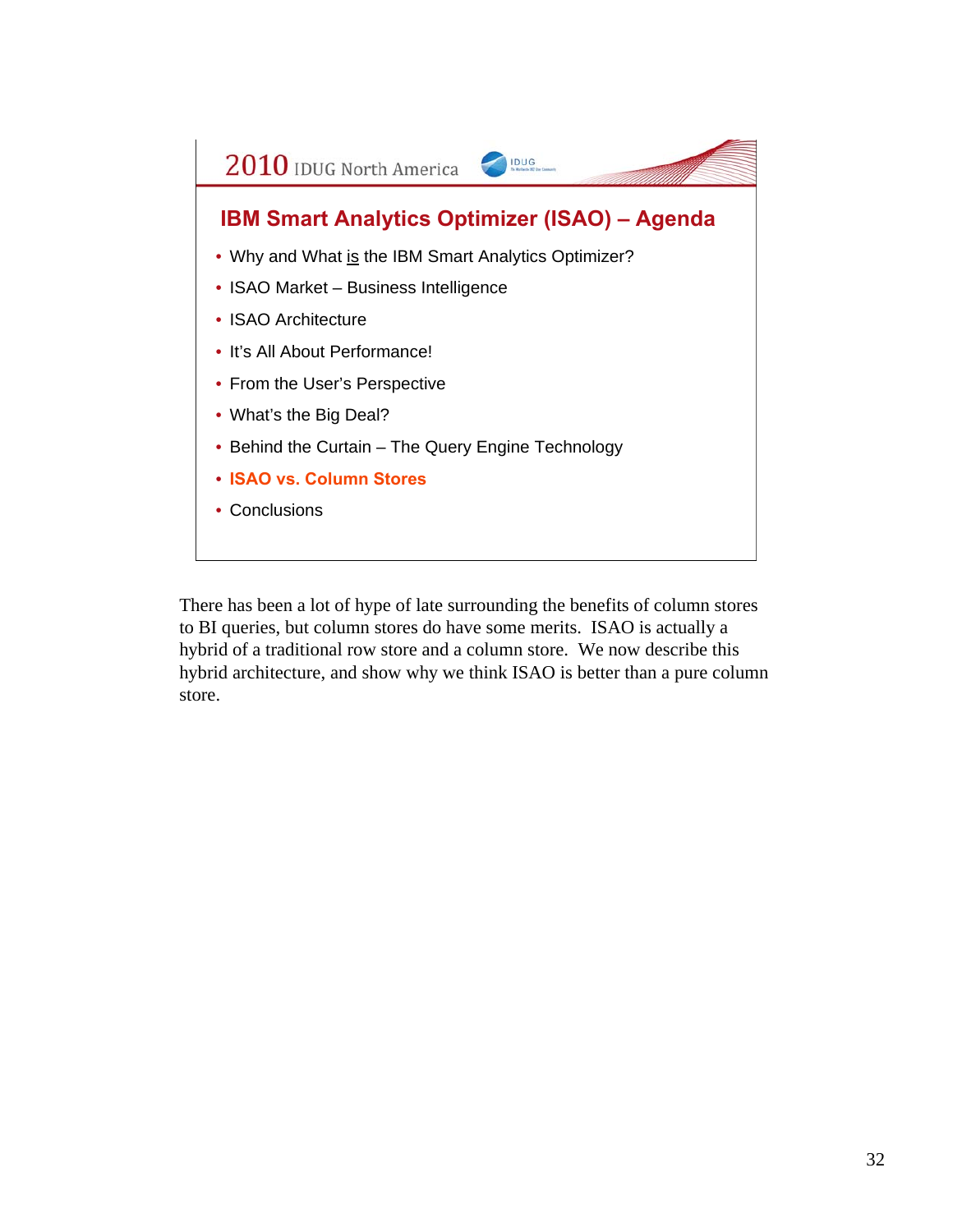## IBM Smart Analytics Optimizer (ISAO) – Agenda

- Why and What is the IBM Smart Analytics Optimizer?
- ISAO Market – Business Intelligence
- ISAO Architecture
- It's All About Performance!
- From the User's Perspective
- What's the Big Deal?
- Behind the Curtain – The Query Engine Technology
- **ISAO vs. Column Stores**
- Conclusions

There has been a lot of hype of late surrounding the benefits of column stores to BI queries, but column stores do have some merits. ISAO is actually a hybrid of a traditional row store and a column store. We now describe this hybrid architecture, and show why we think ISAO is better than a pure column store.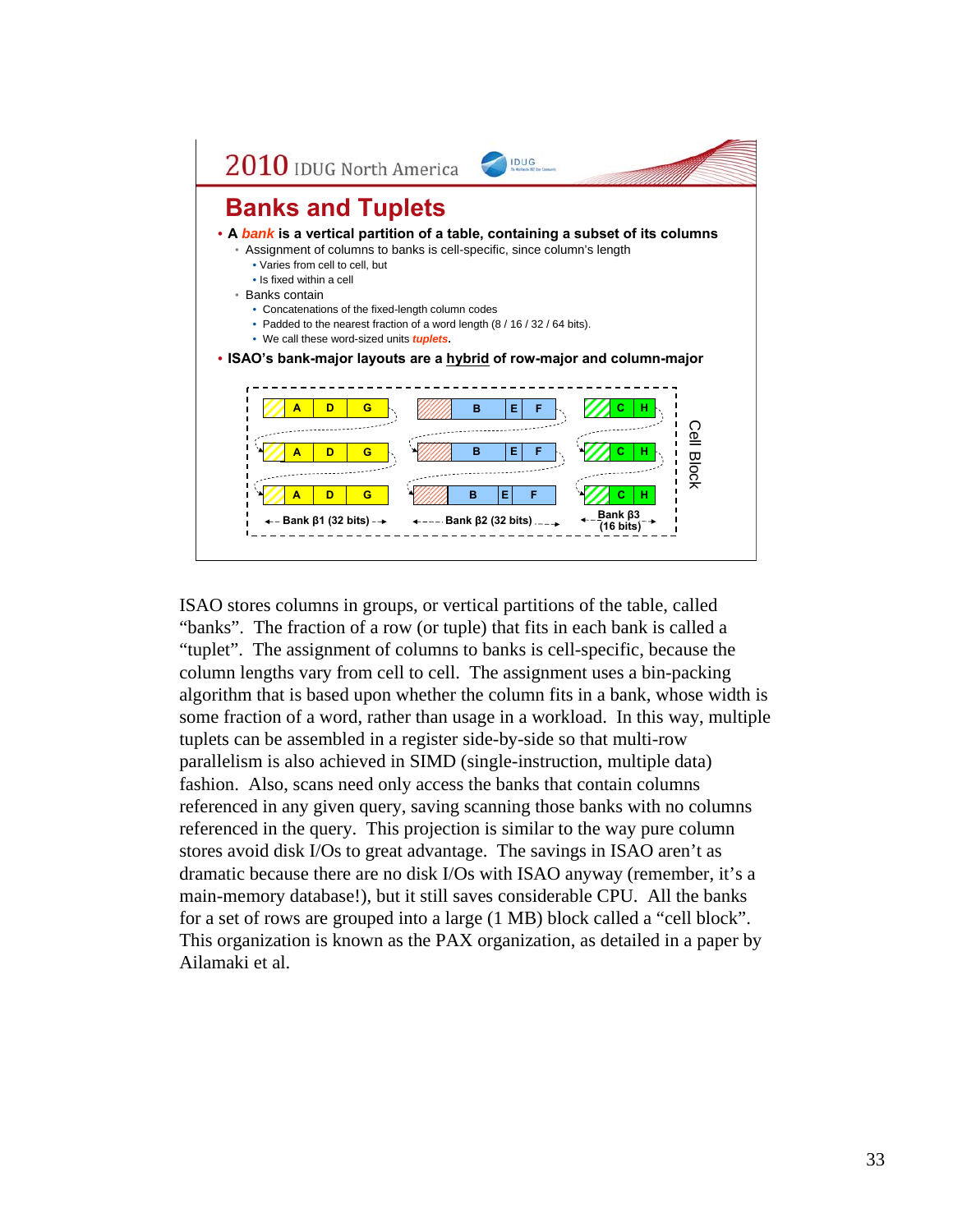## Banks and Tuplets

- A *bank* is a vertical partition of a table, containing a subset of its columns
  - Assignment of columns to banks is cell-specific, since column's length
    - Varies from cell to cell, but
    - Is fixed within a cell
  - Banks contain
    - Concatenations of the fixed-length column codes
    - Padded to the nearest fraction of a word length (8 / 16 / 32 / 64 bits).
    - We call these word-sized units ***tuplets***.
- ISAO's bank-major layouts are a hybrid of row-major and column-major

| Bank β1 (32 bits) | Bank β2 (32 bits) | Bank β3 (16 bits) |
|---|---|---|
| A D G | B E F | C H |
| A D G | B E F | C H |
| A D G | B E F | C H |

Cell Block

ISAO stores columns in groups, or vertical partitions of the table, called "banks". The fraction of a row (or tuple) that fits in each bank is called a "tuplet". The assignment of columns to banks is cell-specific, because the column lengths vary from cell to cell. The assignment uses a bin-packing algorithm that is based upon whether the column fits in a bank, whose width is some fraction of a word, rather than usage in a workload. In this way, multiple tuplets can be assembled in a register side-by-side so that multi-row parallelism is also achieved in SIMD (single-instruction, multiple data) fashion. Also, scans need only access the banks that contain columns referenced in any given query, saving scanning those banks with no columns referenced in the query. This projection is similar to the way pure column stores avoid disk I/Os to great advantage. The savings in ISAO aren't as dramatic because there are no disk I/Os with ISAO anyway (remember, it's a main-memory database!), but it still saves considerable CPU. All the banks for a set of rows are grouped into a large (1 MB) block called a "cell block". This organization is known as the PAX organization, as detailed in a paper by Ailamaki et al.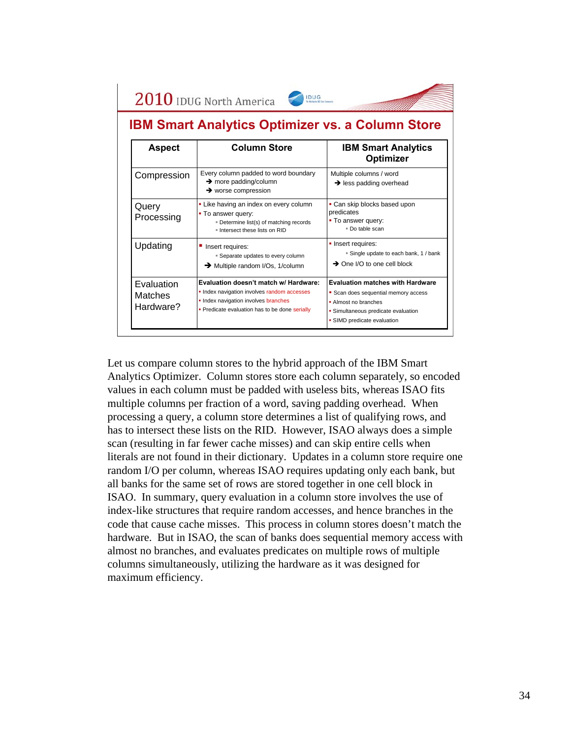## IBM Smart Analytics Optimizer vs. a Column Store

| Aspect | Column Store | IBM Smart Analytics Optimizer |
|---|---|---|
| Compression | Every column padded to word boundary<br>➔ more padding/column<br>➔ worse compression | Multiple columns / word<br>➔ less padding overhead |
| Query Processing | ▪ Like having an index on every column<br>▪ To answer query:<br>&nbsp;&nbsp;▪ Determine list(s) of matching records<br>&nbsp;&nbsp;▪ Intersect these lists on RID | ▪ Can skip blocks based upon predicates<br>▪ To answer query:<br>&nbsp;&nbsp;▪ Do table scan |
| Updating | ▪ Insert requires:<br>&nbsp;&nbsp;▪ Separate updates to every column<br>➔ Multiple random I/Os, 1/column | ▪ Insert requires:<br>&nbsp;&nbsp;▪ Single update to each bank, 1 / bank<br>➔ One I/O to one cell block |
| Evaluation Matches Hardware? | **Evaluation doesn't match w/ Hardware:**<br>▪ Index navigation involves random accesses<br>▪ Index navigation involves branches<br>▪ Predicate evaluation has to be done serially | **Evaluation matches with Hardware**<br>▪ Scan does sequential memory access<br>▪ Almost no branches<br>▪ Simultaneous predicate evaluation<br>▪ SIMD predicate evaluation |

Let us compare column stores to the hybrid approach of the IBM Smart Analytics Optimizer. Column stores store each column separately, so encoded values in each column must be padded with useless bits, whereas ISAO fits multiple columns per fraction of a word, saving padding overhead. When processing a query, a column store determines a list of qualifying rows, and has to intersect these lists on the RID. However, ISAO always does a simple scan (resulting in far fewer cache misses) and can skip entire cells when literals are not found in their dictionary. Updates in a column store require one random I/O per column, whereas ISAO requires updating only each bank, but all banks for the same set of rows are stored together in one cell block in ISAO. In summary, query evaluation in a column store involves the use of index-like structures that require random accesses, and hence branches in the code that cause cache misses. This process in column stores doesn't match the hardware. But in ISAO, the scan of banks does sequential memory access with almost no branches, and evaluates predicates on multiple rows of multiple columns simultaneously, utilizing the hardware as it was designed for maximum efficiency.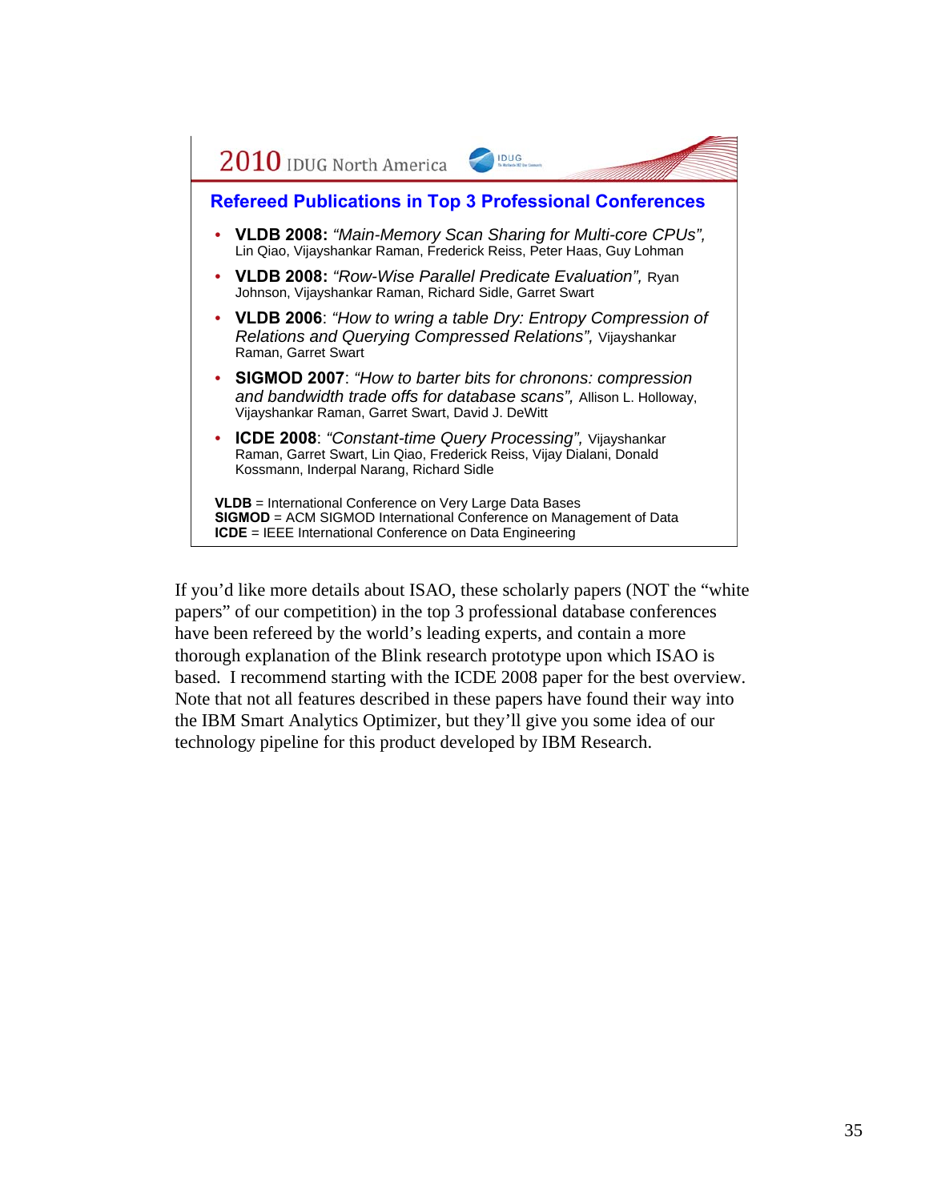## Refereed Publications in Top 3 Professional Conferences

- **VLDB 2008:** *"Main-Memory Scan Sharing for Multi-core CPUs",* Lin Qiao, Vijayshankar Raman, Frederick Reiss, Peter Haas, Guy Lohman
- **VLDB 2008:** *"Row-Wise Parallel Predicate Evaluation",* Ryan Johnson, Vijayshankar Raman, Richard Sidle, Garret Swart
- **VLDB 2006**: *"How to wring a table Dry: Entropy Compression of Relations and Querying Compressed Relations",* Vijayshankar Raman, Garret Swart
- **SIGMOD 2007**: *"How to barter bits for chronons: compression and bandwidth trade offs for database scans",* Allison L. Holloway, Vijayshankar Raman, Garret Swart, David J. DeWitt
- **ICDE 2008**: *"Constant-time Query Processing",* Vijayshankar Raman, Garret Swart, Lin Qiao, Frederick Reiss, Vijay Dialani, Donald Kossmann, Inderpal Narang, Richard Sidle

**VLDB** = International Conference on Very Large Data Bases
**SIGMOD** = ACM SIGMOD International Conference on Management of Data
**ICDE** = IEEE International Conference on Data Engineering

If you'd like more details about ISAO, these scholarly papers (NOT the "white papers" of our competition) in the top 3 professional database conferences have been refereed by the world's leading experts, and contain a more thorough explanation of the Blink research prototype upon which ISAO is based. I recommend starting with the ICDE 2008 paper for the best overview. Note that not all features described in these papers have found their way into the IBM Smart Analytics Optimizer, but they'll give you some idea of our technology pipeline for this product developed by IBM Research.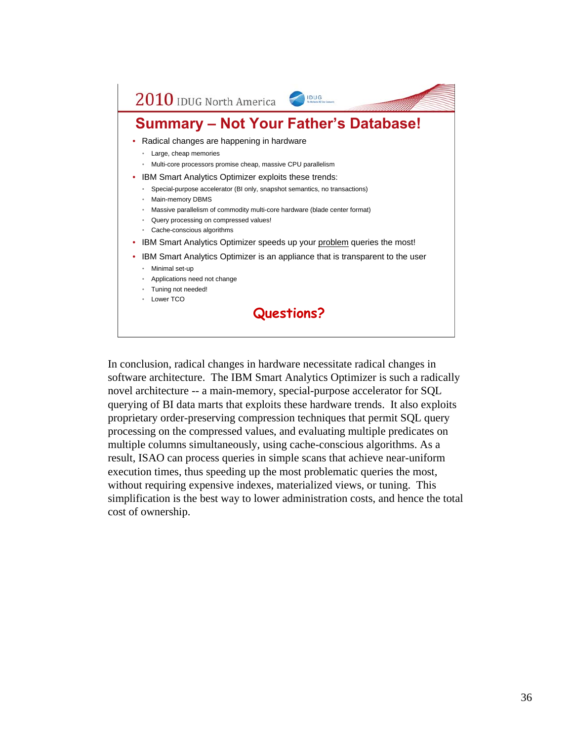2010 IDUG North America

## Summary – Not Your Father's Database!

- Radical changes are happening in hardware
  - Large, cheap memories
  - Multi-core processors promise cheap, massive CPU parallelism
- IBM Smart Analytics Optimizer exploits these trends:
  - Special-purpose accelerator (BI only, snapshot semantics, no transactions)
  - Main-memory DBMS
  - Massive parallelism of commodity multi-core hardware (blade center format)
  - Query processing on compressed values!
  - Cache-conscious algorithms
- IBM Smart Analytics Optimizer speeds up your problem queries the most!
- IBM Smart Analytics Optimizer is an appliance that is transparent to the user
  - Minimal set-up
  - Applications need not change
  - Tuning not needed!
  - Lower TCO

**Questions?**

In conclusion, radical changes in hardware necessitate radical changes in software architecture. The IBM Smart Analytics Optimizer is such a radically novel architecture -- a main-memory, special-purpose accelerator for SQL querying of BI data marts that exploits these hardware trends. It also exploits proprietary order-preserving compression techniques that permit SQL query processing on the compressed values, and evaluating multiple predicates on multiple columns simultaneously, using cache-conscious algorithms. As a result, ISAO can process queries in simple scans that achieve near-uniform execution times, thus speeding up the most problematic queries the most, without requiring expensive indexes, materialized views, or tuning. This simplification is the best way to lower administration costs, and hence the total cost of ownership.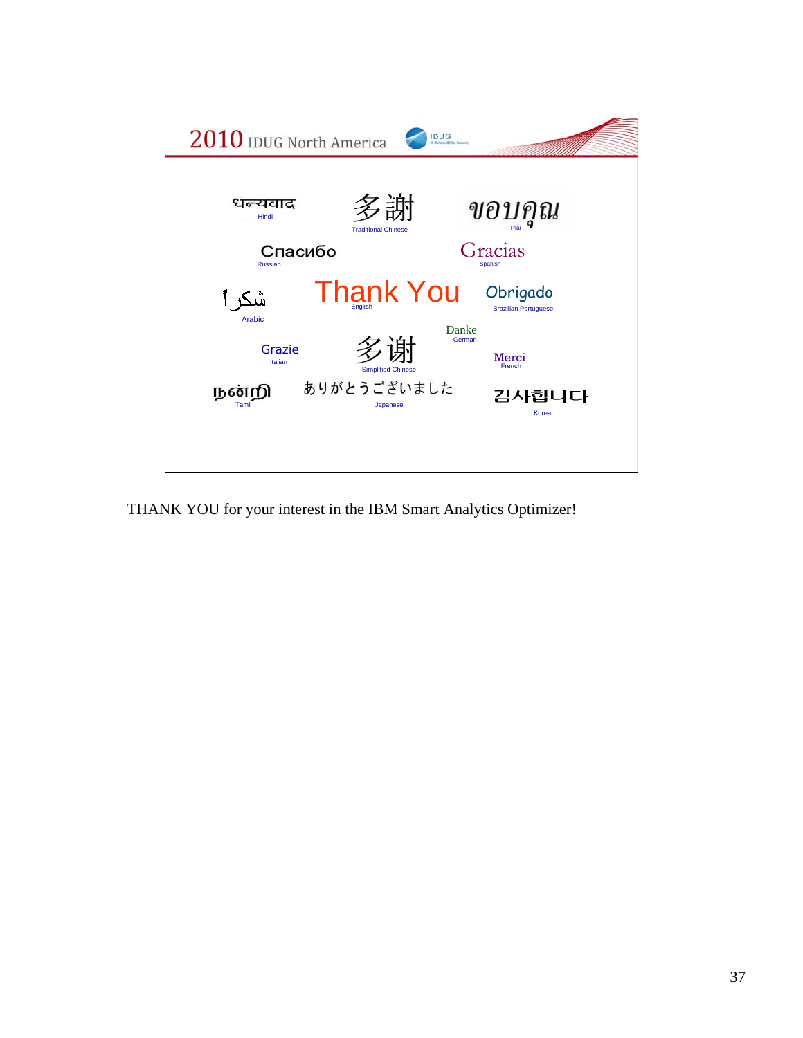2010 IDUG North America

धन्यवाद
Hindi

多謝
Traditional Chinese

ขอบคุณ
Thai

Спасибо
Russian

Gracias
Spanish

شكراً
Arabic

Thank You
English

Obrigado
Brazilian Portuguese

Danke
German

Grazie
Italian

多谢
Simplified Chinese

Merci
French

நன்றி
Tamil

ありがとうございました
Japanese

감사합니다
Korean

THANK YOU for your interest in the IBM Smart Analytics Optimizer!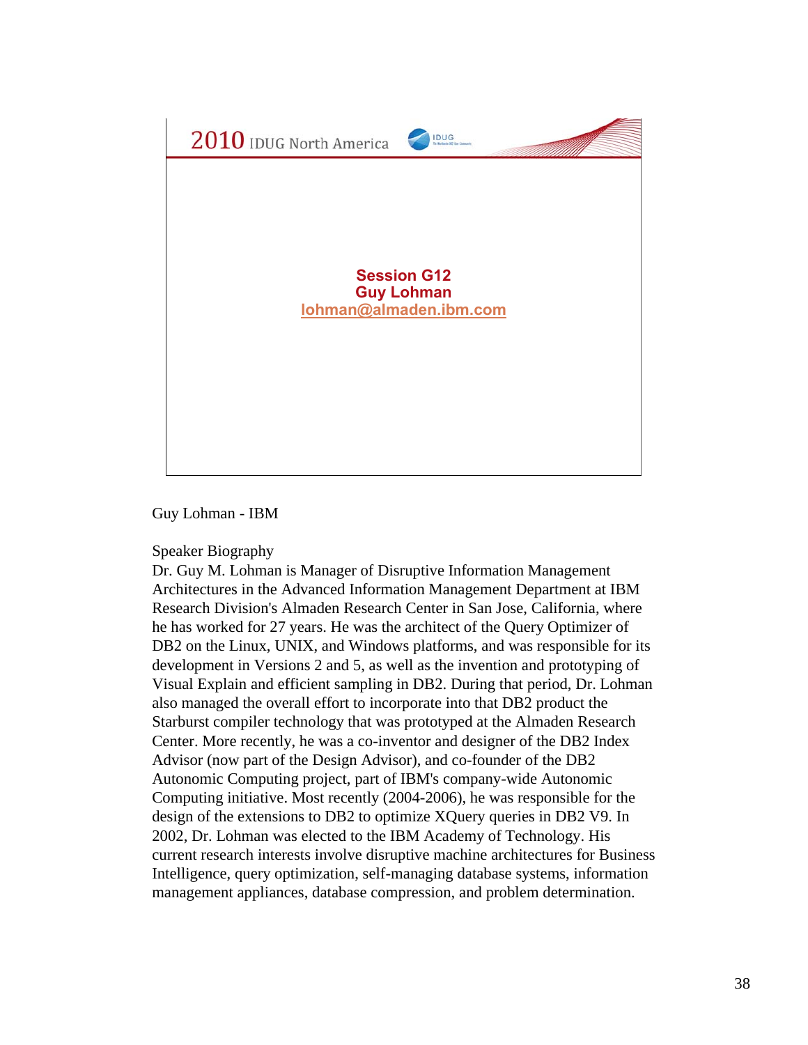**Session G12**
**Guy Lohman**
**lohman@almaden.ibm.com**

Guy Lohman - IBM

Speaker Biography

Dr. Guy M. Lohman is Manager of Disruptive Information Management Architectures in the Advanced Information Management Department at IBM Research Division's Almaden Research Center in San Jose, California, where he has worked for 27 years. He was the architect of the Query Optimizer of DB2 on the Linux, UNIX, and Windows platforms, and was responsible for its development in Versions 2 and 5, as well as the invention and prototyping of Visual Explain and efficient sampling in DB2. During that period, Dr. Lohman also managed the overall effort to incorporate into that DB2 product the Starburst compiler technology that was prototyped at the Almaden Research Center. More recently, he was a co-inventor and designer of the DB2 Index Advisor (now part of the Design Advisor), and co-founder of the DB2 Autonomic Computing project, part of IBM's company-wide Autonomic Computing initiative. Most recently (2004-2006), he was responsible for the design of the extensions to DB2 to optimize XQuery queries in DB2 V9. In 2002, Dr. Lohman was elected to the IBM Academy of Technology. His current research interests involve disruptive machine architectures for Business Intelligence, query optimization, self-managing database systems, information management appliances, database compression, and problem determination.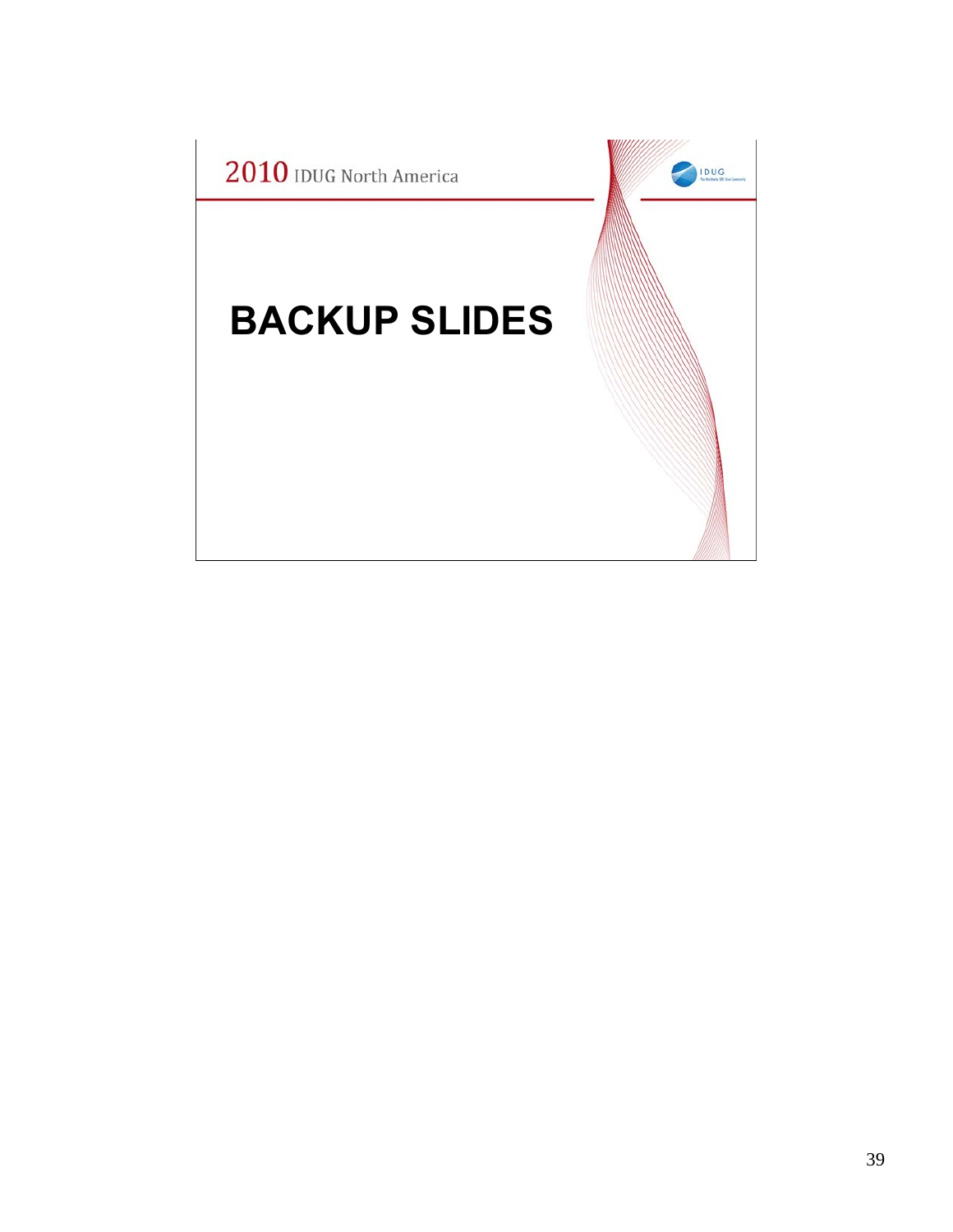# BACKUP SLIDES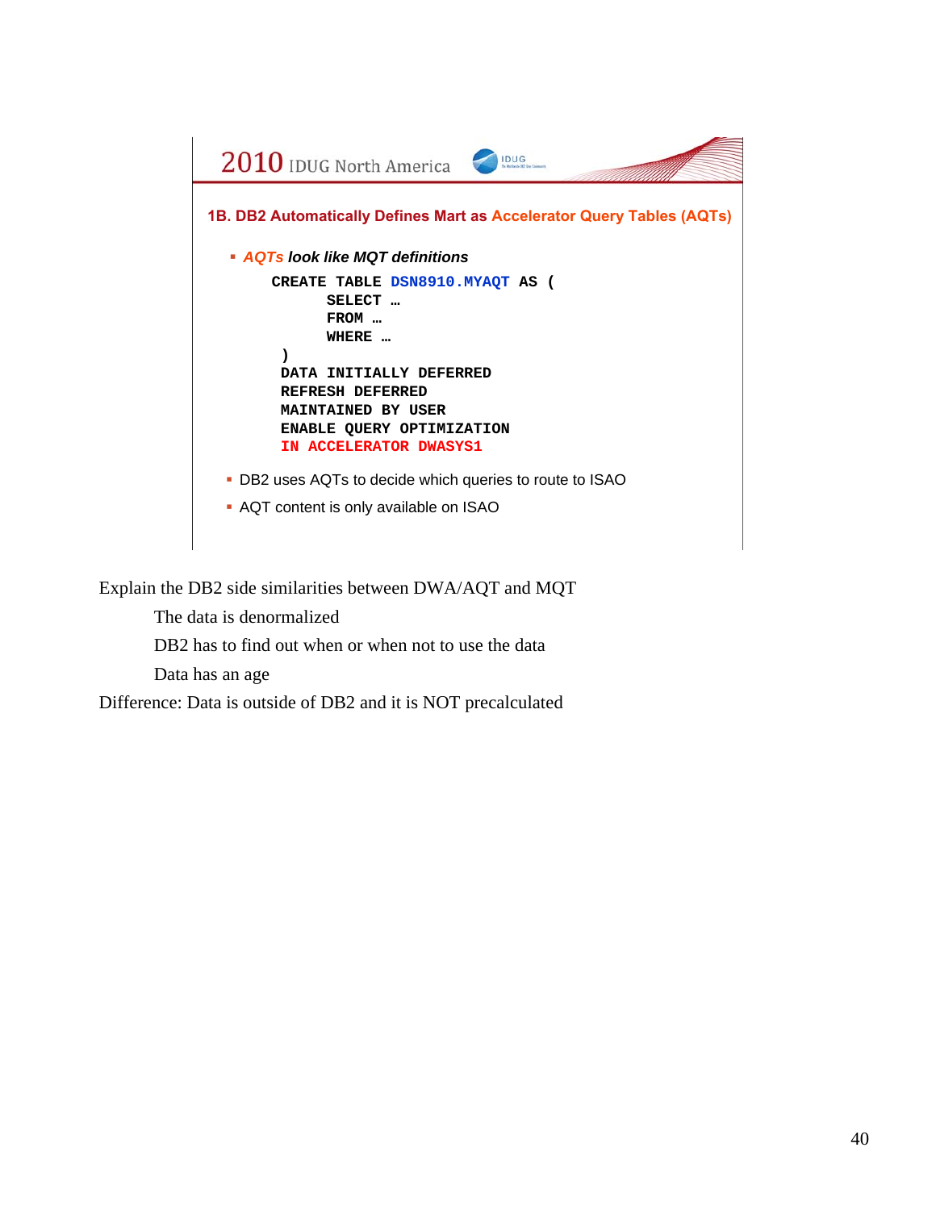## 1B. DB2 Automatically Defines Mart as Accelerator Query Tables (AQTs)

- *AQTs look like MQT definitions*

```
CREATE TABLE DSN8910.MYAQT AS (
      SELECT …
      FROM …
      WHERE …
 )
 DATA INITIALLY DEFERRED
 REFRESH DEFERRED
 MAINTAINED BY USER
 ENABLE QUERY OPTIMIZATION
 IN ACCELERATOR DWASYS1
```

- DB2 uses AQTs to decide which queries to route to ISAO
- AQT content is only available on ISAO

Explain the DB2 side similarities between DWA/AQT and MQT

The data is denormalized

DB2 has to find out when or when not to use the data

Data has an age

Difference: Data is outside of DB2 and it is NOT precalculated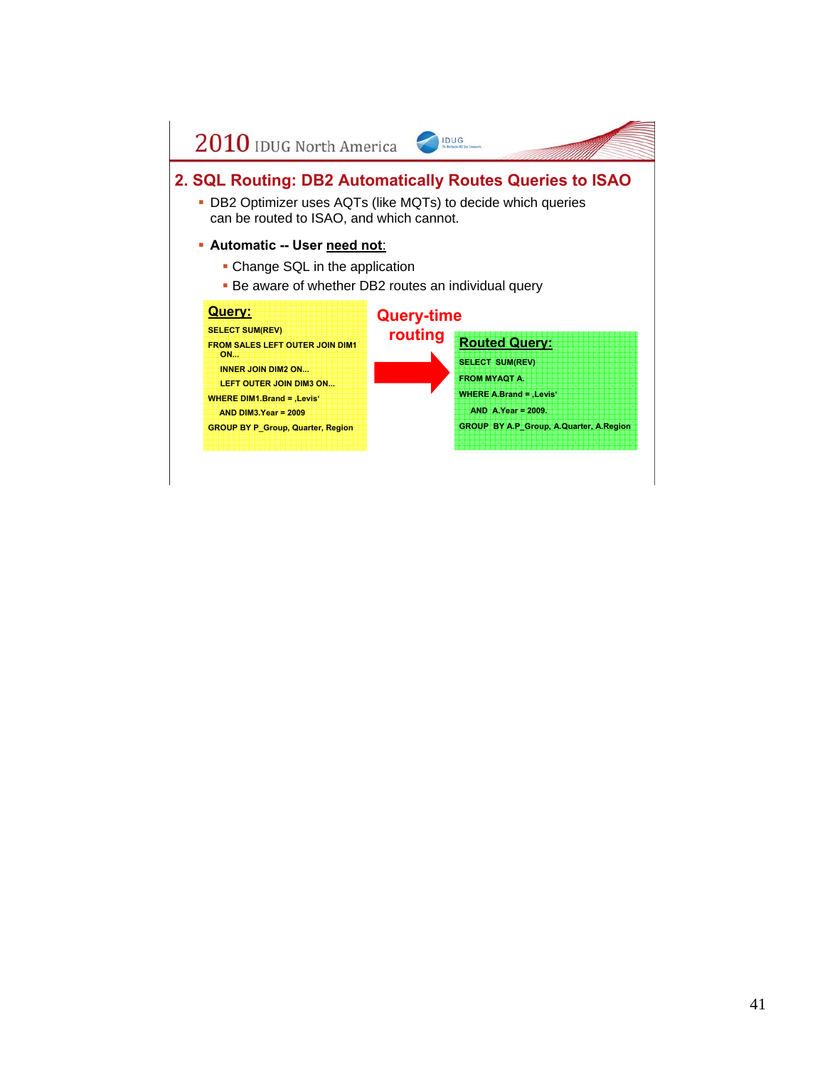## 2. SQL Routing: DB2 Automatically Routes Queries to ISAO

- DB2 Optimizer uses AQTs (like MQTs) to decide which queries can be routed to ISAO, and which cannot.
- **Automatic -- User <u>need not</u>:**
  - Change SQL in the application
  - Be aware of whether DB2 routes an individual query

**<u>Query:</u>**

```
SELECT SUM(REV)
FROM SALES LEFT OUTER JOIN DIM1
   ON...
   INNER JOIN DIM2 ON...
   LEFT OUTER JOIN DIM3 ON...
WHERE DIM1.Brand = ‚Levis'
   AND DIM3.Year = 2009
GROUP BY P_Group, Quarter, Region
```

**Query-time routing**

**<u>Routed Query:</u>**

```
SELECT  SUM(REV)
FROM MYAQT A.
WHERE A.Brand = ‚Levis'
   AND  A.Year = 2009.
GROUP  BY A.P_Group, A.Quarter, A.Region
```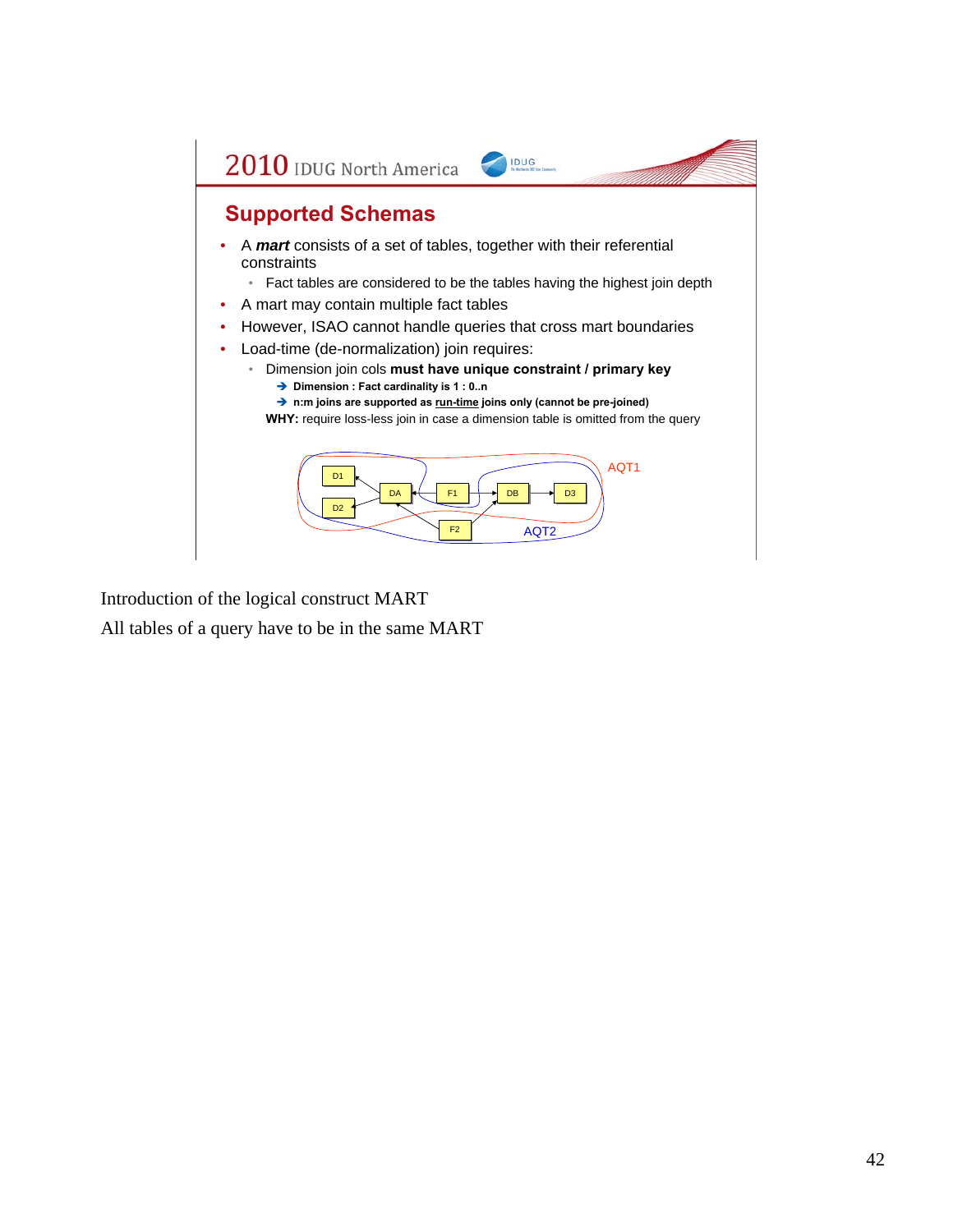2010 IDUG North America

## Supported Schemas

- A ***mart*** consists of a set of tables, together with their referential constraints
  - Fact tables are considered to be the tables having the highest join depth
- A mart may contain multiple fact tables
- However, ISAO cannot handle queries that cross mart boundaries
- Load-time (de-normalization) join requires:
  - Dimension join cols **must have unique constraint / primary key**
    - ➔ **Dimension : Fact cardinality is 1 : 0..n**
    - ➔ **n:m joins are supported as run-time joins only (cannot be pre-joined)**

  **WHY:** require loss-less join in case a dimension table is omitted from the query

D1, D2, DA, F1, F2, DB, D3, AQT1, AQT2

Introduction of the logical construct MART

All tables of a query have to be in the same MART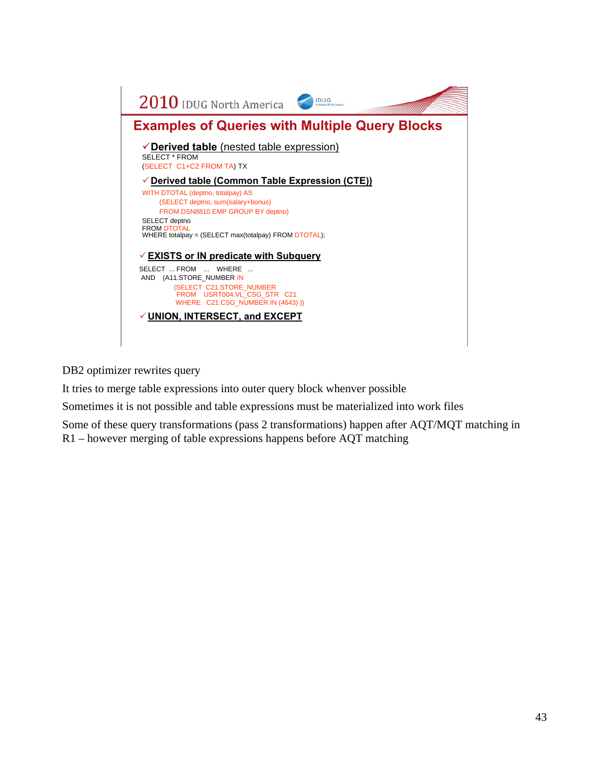## Examples of Queries with Multiple Query Blocks

- ✓**Derived table** (nested table expression)

```
SELECT * FROM
(SELECT  C1+C2 FROM TA) TX
```

- ✓**Derived table (Common Table Expression (CTE))**

```
WITH DTOTAL (deptno, totalpay) AS
      (SELECT deptno, sum(salary+bonus)
      FROM DSN8810.EMP GROUP BY deptno)
SELECT deptno
FROM DTOTAL
WHERE totalpay = (SELECT max(totalpay) FROM DTOTAL);
```

- ✓**EXISTS or IN predicate with Subquery**

```
SELECT ... FROM   ...   WHERE   ...
AND   (A11.STORE_NUMBER IN
         (SELECT  C21.STORE_NUMBER
          FROM   USRT004.VL_CSG_STR  C21
          WHERE   C21.CSG_NUMBER IN (4643) ))
```

- ✓**UNION, INTERSECT, and EXCEPT**

DB2 optimizer rewrites query

It tries to merge table expressions into outer query block whenver possible

Sometimes it is not possible and table expressions must be materialized into work files

Some of these query transformations (pass 2 transformations) happen after AQT/MQT matching in R1 – however merging of table expressions happens before AQT matching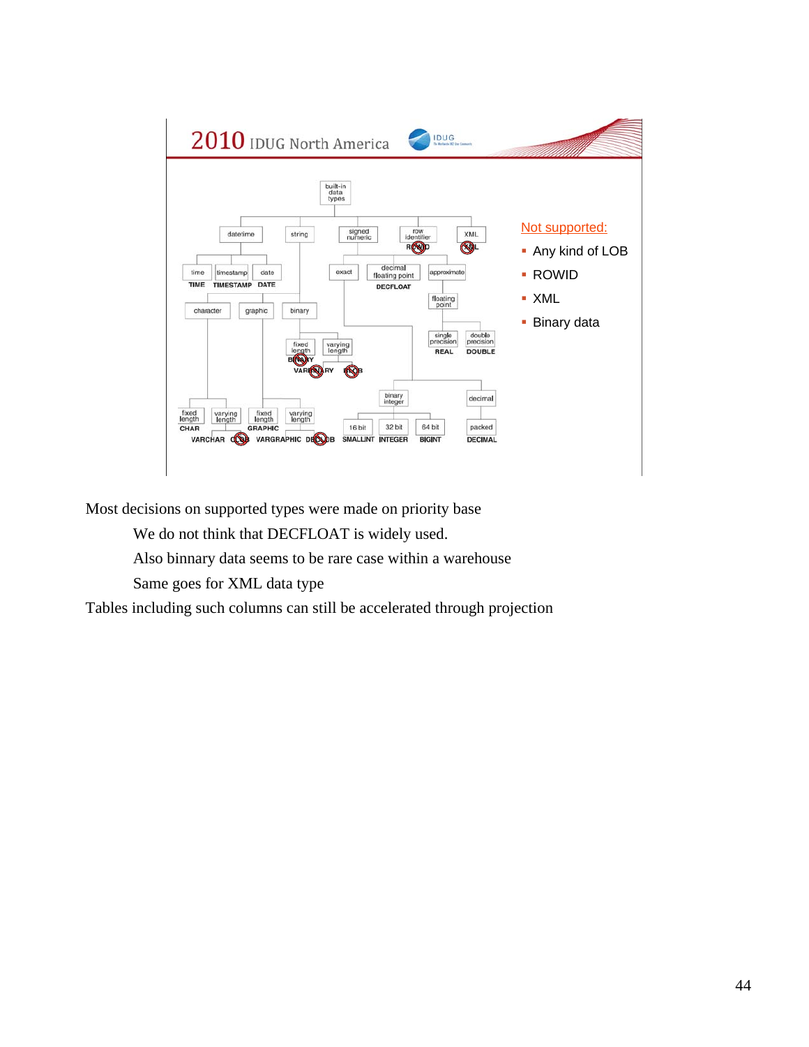2010 IDUG North America

Not supported:

- Any kind of LOB
- ROWID
- XML
- Binary data

Most decisions on supported types were made on priority base

We do not think that DECFLOAT is widely used.

Also binnary data seems to be rare case within a warehouse

Same goes for XML data type

Tables including such columns can still be accelerated through projection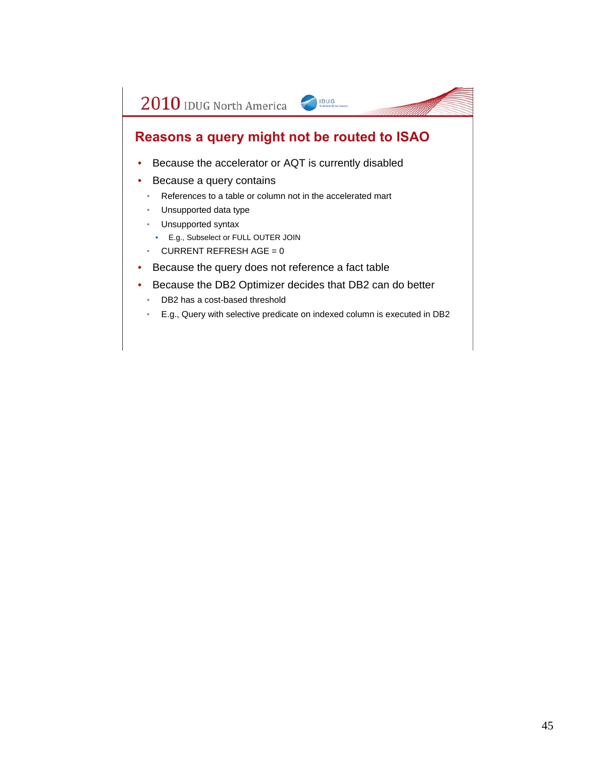## Reasons a query might not be routed to ISAO

- Because the accelerator or AQT is currently disabled
- Because a query contains
  - References to a table or column not in the accelerated mart
  - Unsupported data type
  - Unsupported syntax
    - E.g., Subselect or FULL OUTER JOIN
  - CURRENT REFRESH AGE = 0
- Because the query does not reference a fact table
- Because the DB2 Optimizer decides that DB2 can do better
  - DB2 has a cost-based threshold
  - E.g., Query with selective predicate on indexed column is executed in DB2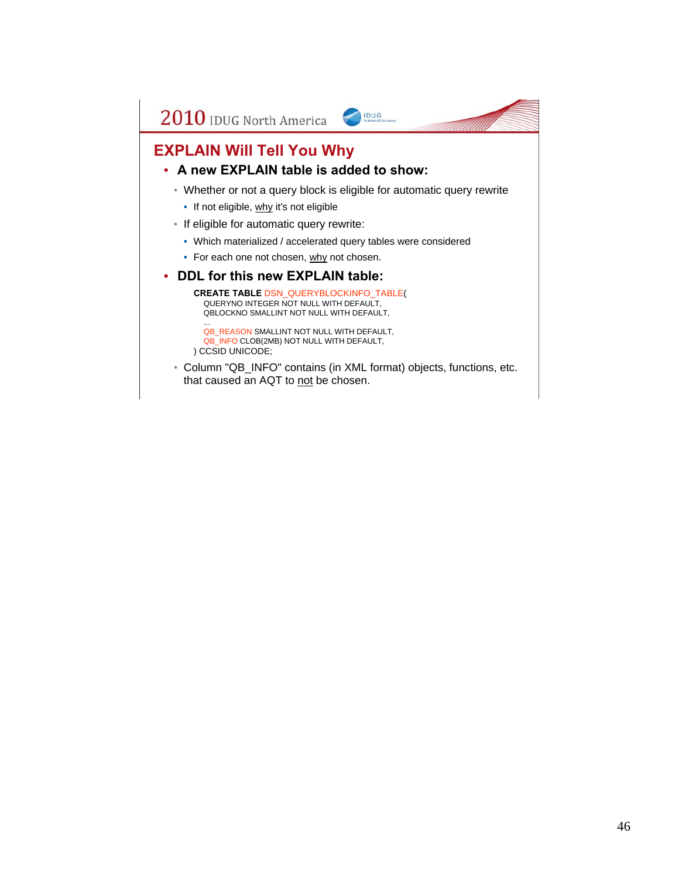## EXPLAIN Will Tell You Why

- **A new EXPLAIN table is added to show:**
  - Whether or not a query block is eligible for automatic query rewrite
    - If not eligible, why it's not eligible
  - If eligible for automatic query rewrite:
    - Which materialized / accelerated query tables were considered
    - For each one not chosen, why not chosen.
- **DDL for this new EXPLAIN table:**

```
CREATE TABLE DSN_QUERYBLOCKINFO_TABLE(
   QUERYNO INTEGER NOT NULL WITH DEFAULT,
   QBLOCKNO SMALLINT NOT NULL WITH DEFAULT,
   ...
   QB_REASON SMALLINT NOT NULL WITH DEFAULT,
   QB_INFO CLOB(2MB) NOT NULL WITH DEFAULT,
) CCSID UNICODE;
```

  - Column "QB_INFO" contains (in XML format) objects, functions, etc. that caused an AQT to not be chosen.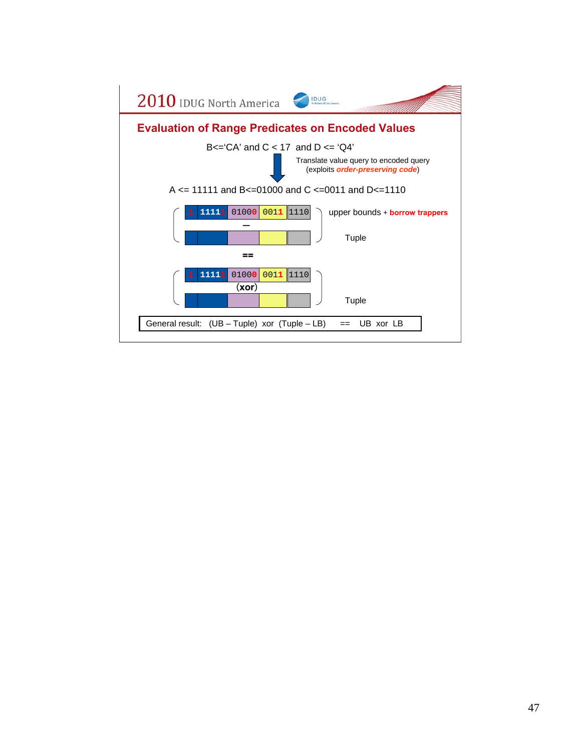## Evaluation of Range Predicates on Encoded Values

B<='CA' and C < 17 and D <= 'Q4'

Translate value query to encoded query (exploits ***order-preserving code***)

A <= 11111 and B<=01000 and C <=0011 and D<=1110

| 1 | 11111 | 01000 | 0011 | 1110 |
|---|---|---|---|---|

upper bounds + **borrow trappers**

–

Tuple

==

| 1 | 11111 | 01000 | 0011 | 1110 |
|---|---|---|---|---|

**(xor)**

Tuple

General result: (UB – Tuple) xor (Tuple – LB) == UB xor LB